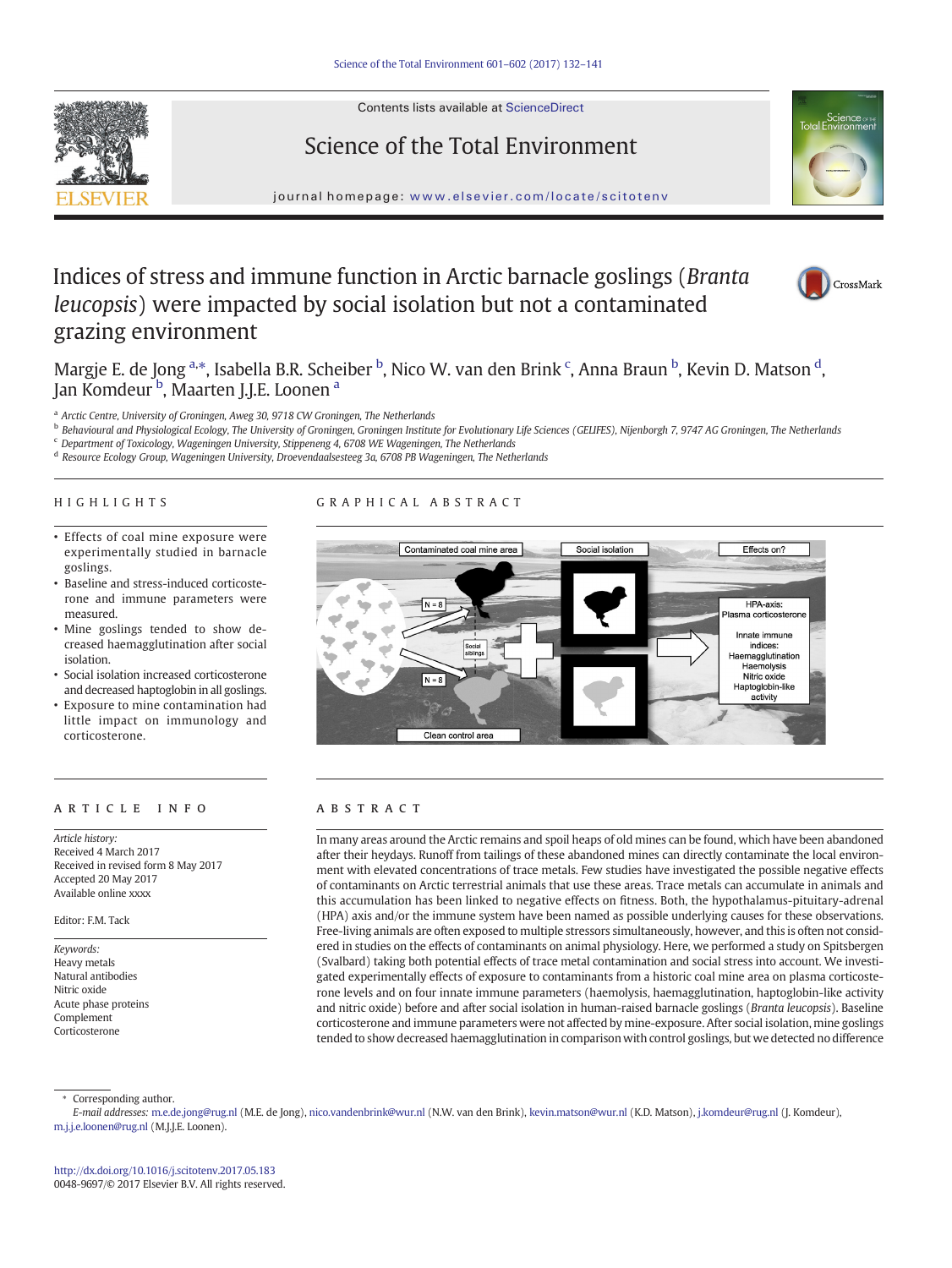Contents lists available at ScienceDirect

# Science of the Total Environment

journal homepage: www.elsevier.com/locate/scitotenv

# Indices of stress and immune function in Arctic barnacle goslings (*Branta leucopsis*) were impacted by social isolation but not a contaminated grazing environment

Margje E. de Jong [a,*], Isabella B.R. Scheiber [b], Nico W. van den Brink [c], Anna Braun [b], Kevin D. Matson [d], Jan Komdeur [b], Maarten J.J.E. Loonen [a]

[a] Arctic Centre, University of Groningen, Aweg 30, 9718 CW Groningen, The Netherlands
[b] Behavioural and Physiological Ecology, The University of Groningen, Groningen Institute for Evolutionary Life Sciences (GELIFES), Nijenborgh 7, 9747 AG Groningen, The Netherlands
[c] Department of Toxicology, Wageningen University, Stippeneng 4, 6708 WE Wageningen, The Netherlands
[d] Resource Ecology Group, Wageningen University, Droevendaalsesteeg 3a, 6708 PB Wageningen, The Netherlands

## HIGHLIGHTS

- Effects of coal mine exposure were experimentally studied in barnacle goslings.
- Baseline and stress-induced corticosterone and immune parameters were measured.
- Mine goslings tended to show decreased haemagglutination after social isolation.
- Social isolation increased corticosterone and decreased haptoglobin in all goslings.
- Exposure to mine contamination had little impact on immunology and corticosterone.

## GRAPHICAL ABSTRACT

Contaminated coal mine area
Social isolation
Effects on?
N = 8
Social siblings
N = 8
Clean control area
HPA-axis: Plasma corticosterone
Innate immune indices: Haemagglutination Haemolysis Nitric oxide Haptoglobin-like activity

## ARTICLE INFO

*Article history:*
Received 4 March 2017
Received in revised form 8 May 2017
Accepted 20 May 2017
Available online xxxx

Editor: F.M. Tack

*Keywords:*
Heavy metals
Natural antibodies
Nitric oxide
Acute phase proteins
Complement
Corticosterone

## ABSTRACT

In many areas around the Arctic remains and spoil heaps of old mines can be found, which have been abandoned after their heydays. Runoff from tailings of these abandoned mines can directly contaminate the local environment with elevated concentrations of trace metals. Few studies have investigated the possible negative effects of contaminants on Arctic terrestrial animals that use these areas. Trace metals can accumulate in animals and this accumulation has been linked to negative effects on fitness. Both, the hypothalamus-pituitary-adrenal (HPA) axis and/or the immune system have been named as possible underlying causes for these observations. Free-living animals are often exposed to multiple stressors simultaneously, however, and this is often not considered in studies on the effects of contaminants on animal physiology. Here, we performed a study on Spitsbergen (Svalbard) taking both potential effects of trace metal contamination and social stress into account. We investigated experimentally effects of exposure to contaminants from a historic coal mine area on plasma corticosterone levels and on four innate immune parameters (haemolysis, haemagglutination, haptoglobin-like activity and nitric oxide) before and after social isolation in human-raised barnacle goslings (*Branta leucopsis*). Baseline corticosterone and immune parameters were not affected by mine-exposure. After social isolation, mine goslings tended to show decreased haemagglutination in comparison with control goslings, but we detected no difference

* Corresponding author.
*E-mail addresses:* m.e.de.jong@rug.nl (M.E. de Jong), nico.vandenbrink@wur.nl (N.W. van den Brink), kevin.matson@wur.nl (K.D. Matson), j.komdeur@rug.nl (J. Komdeur), m.j.j.e.loonen@rug.nl (M.J.J.E. Loonen).

http://dx.doi.org/10.1016/j.scitotenv.2017.05.183
0048-9697/© 2017 Elsevier B.V. All rights reserved.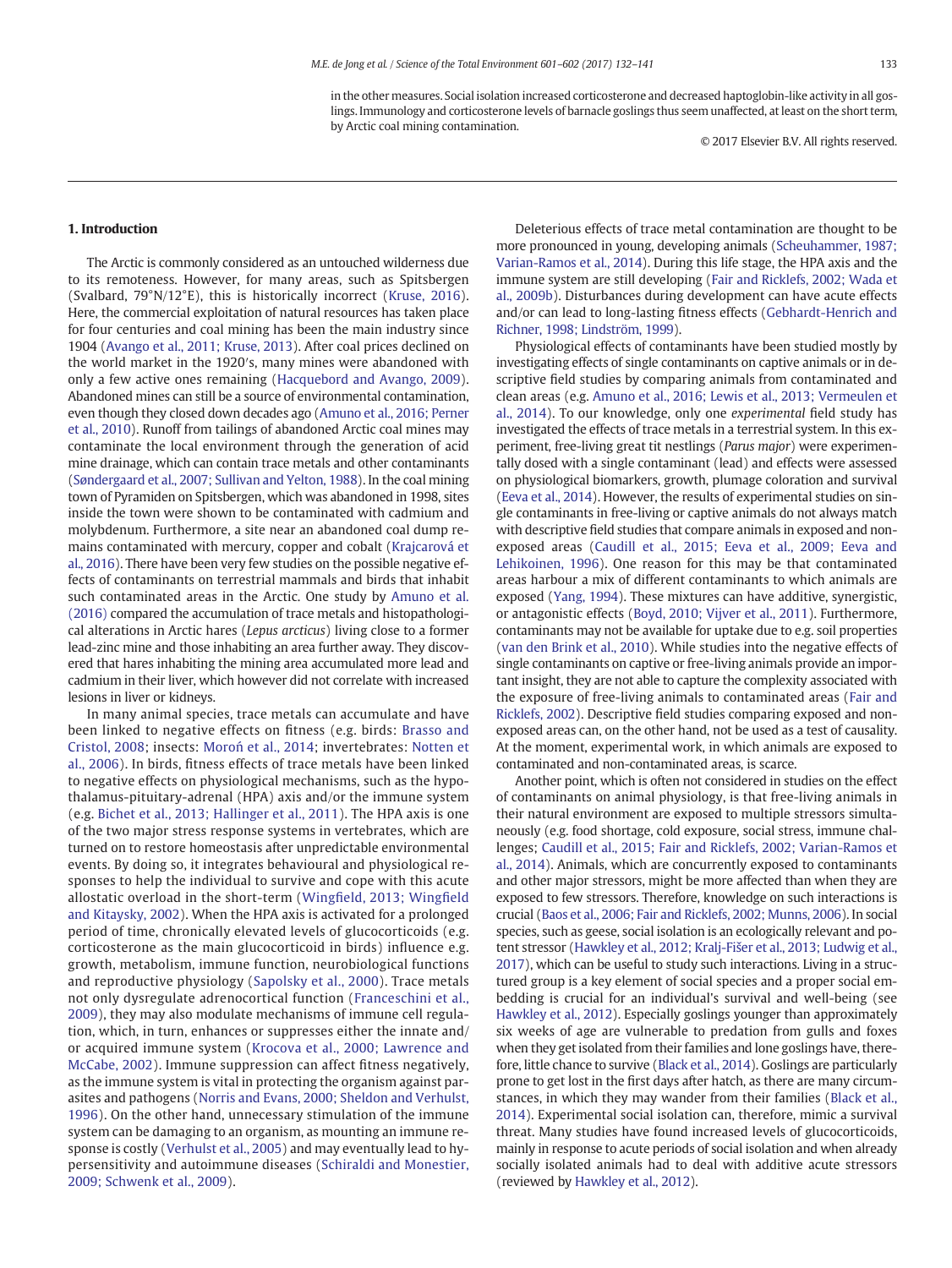in the other measures. Social isolation increased corticosterone and decreased haptoglobin-like activity in all goslings. Immunology and corticosterone levels of barnacle goslings thus seem unaffected, at least on the short term, by Arctic coal mining contamination.

© 2017 Elsevier B.V. All rights reserved.

## 1. Introduction

The Arctic is commonly considered as an untouched wilderness due to its remoteness. However, for many areas, such as Spitsbergen (Svalbard, 79°N/12°E), this is historically incorrect (Kruse, 2016). Here, the commercial exploitation of natural resources has taken place for four centuries and coal mining has been the main industry since 1904 (Avango et al., 2011; Kruse, 2013). After coal prices declined on the world market in the 1920′s, many mines were abandoned with only a few active ones remaining (Hacquebord and Avango, 2009). Abandoned mines can still be a source of environmental contamination, even though they closed down decades ago (Amuno et al., 2016; Perner et al., 2010). Runoff from tailings of abandoned Arctic coal mines may contaminate the local environment through the generation of acid mine drainage, which can contain trace metals and other contaminants (Søndergaard et al., 2007; Sullivan and Yelton, 1988). In the coal mining town of Pyramiden on Spitsbergen, which was abandoned in 1998, sites inside the town were shown to be contaminated with cadmium and molybdenum. Furthermore, a site near an abandoned coal dump remains contaminated with mercury, copper and cobalt (Krajcarová et al., 2016). There have been very few studies on the possible negative effects of contaminants on terrestrial mammals and birds that inhabit such contaminated areas in the Arctic. One study by Amuno et al. (2016) compared the accumulation of trace metals and histopathological alterations in Arctic hares (*Lepus arcticus*) living close to a former lead-zinc mine and those inhabiting an area further away. They discovered that hares inhabiting the mining area accumulated more lead and cadmium in their liver, which however did not correlate with increased lesions in liver or kidneys.

In many animal species, trace metals can accumulate and have been linked to negative effects on fitness (e.g. birds: Brasso and Cristol, 2008; insects: Moroń et al., 2014; invertebrates: Notten et al., 2006). In birds, fitness effects of trace metals have been linked to negative effects on physiological mechanisms, such as the hypothalamus-pituitary-adrenal (HPA) axis and/or the immune system (e.g. Bichet et al., 2013; Hallinger et al., 2011). The HPA axis is one of the two major stress response systems in vertebrates, which are turned on to restore homeostasis after unpredictable environmental events. By doing so, it integrates behavioural and physiological responses to help the individual to survive and cope with this acute allostatic overload in the short-term (Wingfield, 2013; Wingfield and Kitaysky, 2002). When the HPA axis is activated for a prolonged period of time, chronically elevated levels of glucocorticoids (e.g. corticosterone as the main glucocorticoid in birds) influence e.g. growth, metabolism, immune function, neurobiological functions and reproductive physiology (Sapolsky et al., 2000). Trace metals not only dysregulate adrenocortical function (Franceschini et al., 2009), they may also modulate mechanisms of immune cell regulation, which, in turn, enhances or suppresses either the innate and/or acquired immune system (Krocova et al., 2000; Lawrence and McCabe, 2002). Immune suppression can affect fitness negatively, as the immune system is vital in protecting the organism against parasites and pathogens (Norris and Evans, 2000; Sheldon and Verhulst, 1996). On the other hand, unnecessary stimulation of the immune system can be damaging to an organism, as mounting an immune response is costly (Verhulst et al., 2005) and may eventually lead to hypersensitivity and autoimmune diseases (Schiraldi and Monestier, 2009; Schwenk et al., 2009).

Deleterious effects of trace metal contamination are thought to be more pronounced in young, developing animals (Scheuhammer, 1987; Varian-Ramos et al., 2014). During this life stage, the HPA axis and the immune system are still developing (Fair and Ricklefs, 2002; Wada et al., 2009b). Disturbances during development can have acute effects and/or can lead to long-lasting fitness effects (Gebhardt-Henrich and Richner, 1998; Lindström, 1999).

Physiological effects of contaminants have been studied mostly by investigating effects of single contaminants on captive animals or in descriptive field studies by comparing animals from contaminated and clean areas (e.g. Amuno et al., 2016; Lewis et al., 2013; Vermeulen et al., 2014). To our knowledge, only one *experimental* field study has investigated the effects of trace metals in a terrestrial system. In this experiment, free-living great tit nestlings (*Parus major*) were experimentally dosed with a single contaminant (lead) and effects were assessed on physiological biomarkers, growth, plumage coloration and survival (Eeva et al., 2014). However, the results of experimental studies on single contaminants in free-living or captive animals do not always match with descriptive field studies that compare animals in exposed and non-exposed areas (Caudill et al., 2015; Eeva et al., 2009; Eeva and Lehikoinen, 1996). One reason for this may be that contaminated areas harbour a mix of different contaminants to which animals are exposed (Yang, 1994). These mixtures can have additive, synergistic, or antagonistic effects (Boyd, 2010; Vijver et al., 2011). Furthermore, contaminants may not be available for uptake due to e.g. soil properties (van den Brink et al., 2010). While studies into the negative effects of single contaminants on captive or free-living animals provide an important insight, they are not able to capture the complexity associated with the exposure of free-living animals to contaminated areas (Fair and Ricklefs, 2002). Descriptive field studies comparing exposed and non-exposed areas can, on the other hand, not be used as a test of causality. At the moment, experimental work, in which animals are exposed to contaminated and non-contaminated areas, is scarce.

Another point, which is often not considered in studies on the effect of contaminants on animal physiology, is that free-living animals in their natural environment are exposed to multiple stressors simultaneously (e.g. food shortage, cold exposure, social stress, immune challenges; Caudill et al., 2015; Fair and Ricklefs, 2002; Varian-Ramos et al., 2014). Animals, which are concurrently exposed to contaminants and other major stressors, might be more affected than when they are exposed to few stressors. Therefore, knowledge on such interactions is crucial (Baos et al., 2006; Fair and Ricklefs, 2002; Munns, 2006). In social species, such as geese, social isolation is an ecologically relevant and potent stressor (Hawkley et al., 2012; Kralj-Fišer et al., 2013; Ludwig et al., 2017), which can be useful to study such interactions. Living in a structured group is a key element of social species and a proper social embedding is crucial for an individual's survival and well-being (see Hawkley et al., 2012). Especially goslings younger than approximately six weeks of age are vulnerable to predation from gulls and foxes when they get isolated from their families and lone goslings have, therefore, little chance to survive (Black et al., 2014). Goslings are particularly prone to get lost in the first days after hatch, as there are many circumstances, in which they may wander from their families (Black et al., 2014). Experimental social isolation can, therefore, mimic a survival threat. Many studies have found increased levels of glucocorticoids, mainly in response to acute periods of social isolation and when already socially isolated animals had to deal with additive acute stressors (reviewed by Hawkley et al., 2012).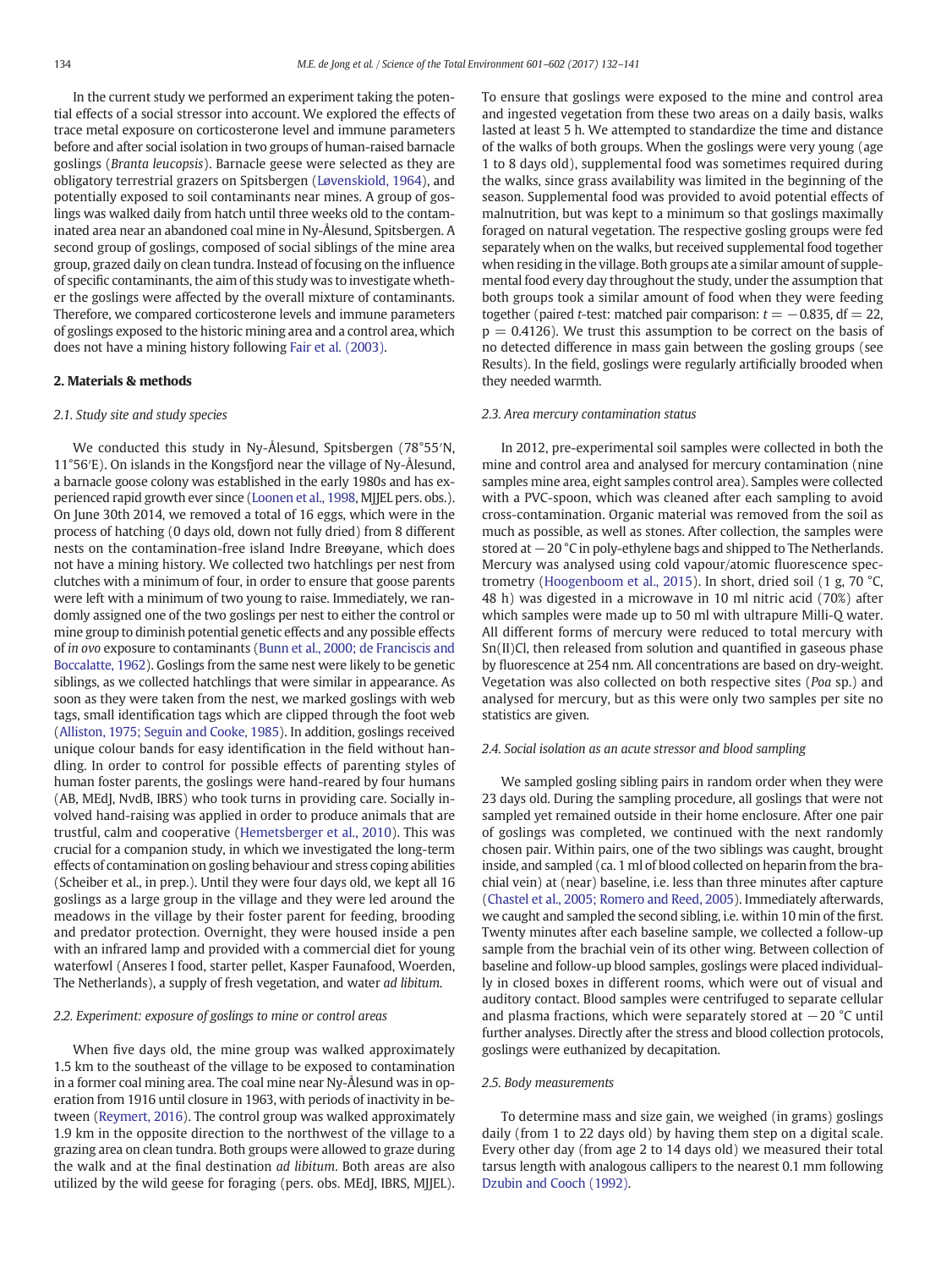In the current study we performed an experiment taking the potential effects of a social stressor into account. We explored the effects of trace metal exposure on corticosterone level and immune parameters before and after social isolation in two groups of human-raised barnacle goslings (*Branta leucopsis*). Barnacle geese were selected as they are obligatory terrestrial grazers on Spitsbergen (Løvenskiold, 1964), and potentially exposed to soil contaminants near mines. A group of goslings was walked daily from hatch until three weeks old to the contaminated area near an abandoned coal mine in Ny-Ålesund, Spitsbergen. A second group of goslings, composed of social siblings of the mine area group, grazed daily on clean tundra. Instead of focusing on the influence of specific contaminants, the aim of this study was to investigate whether the goslings were affected by the overall mixture of contaminants. Therefore, we compared corticosterone levels and immune parameters of goslings exposed to the historic mining area and a control area, which does not have a mining history following Fair et al. (2003).

## 2. Materials & methods

### 2.1. Study site and study species

We conducted this study in Ny-Ålesund, Spitsbergen (78°55′N, 11°56′E). On islands in the Kongsfjord near the village of Ny-Ålesund, a barnacle goose colony was established in the early 1980s and has experienced rapid growth ever since (Loonen et al., 1998, MJJEL pers. obs.). On June 30th 2014, we removed a total of 16 eggs, which were in the process of hatching (0 days old, down not fully dried) from 8 different nests on the contamination-free island Indre Breøyane, which does not have a mining history. We collected two hatchlings per nest from clutches with a minimum of four, in order to ensure that goose parents were left with a minimum of two young to raise. Immediately, we randomly assigned one of the two goslings per nest to either the control or mine group to diminish potential genetic effects and any possible effects of *in ovo* exposure to contaminants (Bunn et al., 2000; de Franciscis and Boccalatte, 1962). Goslings from the same nest were likely to be genetic siblings, as we collected hatchlings that were similar in appearance. As soon as they were taken from the nest, we marked goslings with web tags, small identification tags which are clipped through the foot web (Alliston, 1975; Seguin and Cooke, 1985). In addition, goslings received unique colour bands for easy identification in the field without handling. In order to control for possible effects of parenting styles of human foster parents, the goslings were hand-reared by four humans (AB, MEdJ, NvdB, IBRS) who took turns in providing care. Socially involved hand-raising was applied in order to produce animals that are trustful, calm and cooperative (Hemetsberger et al., 2010). This was crucial for a companion study, in which we investigated the long-term effects of contamination on gosling behaviour and stress coping abilities (Scheiber et al., in prep.). Until they were four days old, we kept all 16 goslings as a large group in the village and they were led around the meadows in the village by their foster parent for feeding, brooding and predator protection. Overnight, they were housed inside a pen with an infrared lamp and provided with a commercial diet for young waterfowl (Anseres I food, starter pellet, Kasper Faunafood, Woerden, The Netherlands), a supply of fresh vegetation, and water *ad libitum*.

### 2.2. Experiment: exposure of goslings to mine or control areas

When five days old, the mine group was walked approximately 1.5 km to the southeast of the village to be exposed to contamination in a former coal mining area. The coal mine near Ny-Ålesund was in operation from 1916 until closure in 1963, with periods of inactivity in between (Reymert, 2016). The control group was walked approximately 1.9 km in the opposite direction to the northwest of the village to a grazing area on clean tundra. Both groups were allowed to graze during the walk and at the final destination *ad libitum*. Both areas are also utilized by the wild geese for foraging (pers. obs. MEdJ, IBRS, MJJEL). To ensure that goslings were exposed to the mine and control area and ingested vegetation from these two areas on a daily basis, walks lasted at least 5 h. We attempted to standardize the time and distance of the walks of both groups. When the goslings were very young (age 1 to 8 days old), supplemental food was sometimes required during the walks, since grass availability was limited in the beginning of the season. Supplemental food was provided to avoid potential effects of malnutrition, but was kept to a minimum so that goslings maximally foraged on natural vegetation. The respective gosling groups were fed separately when on the walks, but received supplemental food together when residing in the village. Both groups ate a similar amount of supplemental food every day throughout the study, under the assumption that both groups took a similar amount of food when they were feeding together (paired *t*-test: matched pair comparison: $t = -0.835$, $df = 22$, $p = 0.4126$). We trust this assumption to be correct on the basis of no detected difference in mass gain between the gosling groups (see Results). In the field, goslings were regularly artificially brooded when they needed warmth.

### 2.3. Area mercury contamination status

In 2012, pre-experimental soil samples were collected in both the mine and control area and analysed for mercury contamination (nine samples mine area, eight samples control area). Samples were collected with a PVC-spoon, which was cleaned after each sampling to avoid cross-contamination. Organic material was removed from the soil as much as possible, as well as stones. After collection, the samples were stored at −20 °C in poly-ethylene bags and shipped to The Netherlands. Mercury was analysed using cold vapour/atomic fluorescence spectrometry (Hoogenboom et al., 2015). In short, dried soil (1 g, 70 °C, 48 h) was digested in a microwave in 10 ml nitric acid (70%) after which samples were made up to 50 ml with ultrapure Milli-Q water. All different forms of mercury were reduced to total mercury with Sn(II)Cl, then released from solution and quantified in gaseous phase by fluorescence at 254 nm. All concentrations are based on dry-weight. Vegetation was also collected on both respective sites (*Poa* sp.) and analysed for mercury, but as this were only two samples per site no statistics are given.

### 2.4. Social isolation as an acute stressor and blood sampling

We sampled gosling sibling pairs in random order when they were 23 days old. During the sampling procedure, all goslings that were not sampled yet remained outside in their home enclosure. After one pair of goslings was completed, we continued with the next randomly chosen pair. Within pairs, one of the two siblings was caught, brought inside, and sampled (ca. 1 ml of blood collected on heparin from the brachial vein) at (near) baseline, i.e. less than three minutes after capture (Chastel et al., 2005; Romero and Reed, 2005). Immediately afterwards, we caught and sampled the second sibling, i.e. within 10 min of the first. Twenty minutes after each baseline sample, we collected a follow-up sample from the brachial vein of its other wing. Between collection of baseline and follow-up blood samples, goslings were placed individually in closed boxes in different rooms, which were out of visual and auditory contact. Blood samples were centrifuged to separate cellular and plasma fractions, which were separately stored at −20 °C until further analyses. Directly after the stress and blood collection protocols, goslings were euthanized by decapitation.

### 2.5. Body measurements

To determine mass and size gain, we weighed (in grams) goslings daily (from 1 to 22 days old) by having them step on a digital scale. Every other day (from age 2 to 14 days old) we measured their total tarsus length with analogous callipers to the nearest 0.1 mm following Dzubin and Cooch (1992).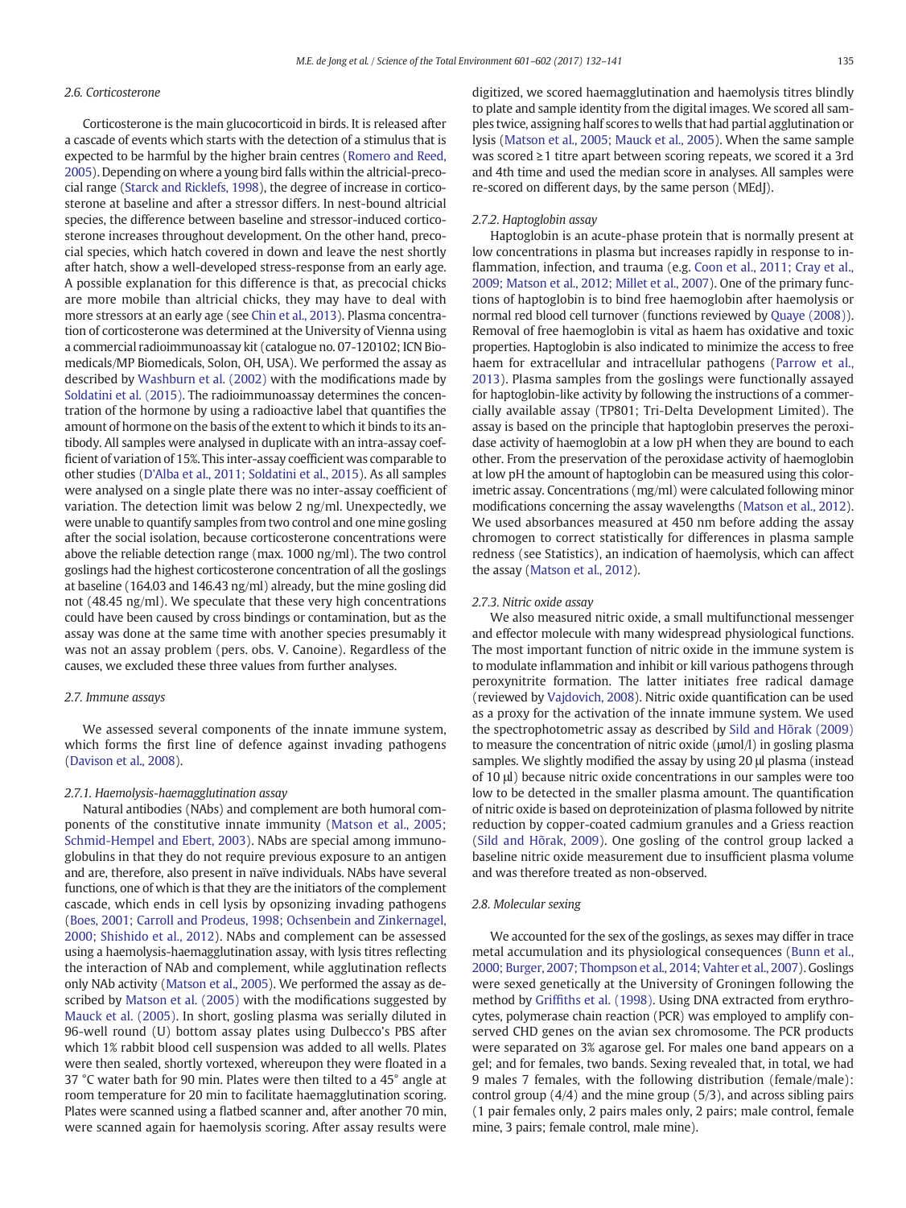### 2.6. Corticosterone

Corticosterone is the main glucocorticoid in birds. It is released after a cascade of events which starts with the detection of a stimulus that is expected to be harmful by the higher brain centres (Romero and Reed, 2005). Depending on where a young bird falls within the altricial-precocial range (Starck and Ricklefs, 1998), the degree of increase in corticosterone at baseline and after a stressor differs. In nest-bound altricial species, the difference between baseline and stressor-induced corticosterone increases throughout development. On the other hand, precocial species, which hatch covered in down and leave the nest shortly after hatch, show a well-developed stress-response from an early age. A possible explanation for this difference is that, as precocial chicks are more mobile than altricial chicks, they may have to deal with more stressors at an early age (see Chin et al., 2013). Plasma concentration of corticosterone was determined at the University of Vienna using a commercial radioimmunoassay kit (catalogue no. 07-120102; ICN Biomedicals/MP Biomedicals, Solon, OH, USA). We performed the assay as described by Washburn et al. (2002) with the modifications made by Soldatini et al. (2015). The radioimmunoassay determines the concentration of the hormone by using a radioactive label that quantifies the amount of hormone on the basis of the extent to which it binds to its antibody. All samples were analysed in duplicate with an intra-assay coefficient of variation of 15%. This inter-assay coefficient was comparable to other studies (D'Alba et al., 2011; Soldatini et al., 2015). As all samples were analysed on a single plate there was no inter-assay coefficient of variation. The detection limit was below 2 ng/ml. Unexpectedly, we were unable to quantify samples from two control and one mine gosling after the social isolation, because corticosterone concentrations were above the reliable detection range (max. 1000 ng/ml). The two control goslings had the highest corticosterone concentration of all the goslings at baseline (164.03 and 146.43 ng/ml) already, but the mine gosling did not (48.45 ng/ml). We speculate that these very high concentrations could have been caused by cross bindings or contamination, but as the assay was done at the same time with another species presumably it was not an assay problem (pers. obs. V. Canoine). Regardless of the causes, we excluded these three values from further analyses.

### 2.7. Immune assays

We assessed several components of the innate immune system, which forms the first line of defence against invading pathogens (Davison et al., 2008).

#### 2.7.1. Haemolysis-haemagglutination assay

Natural antibodies (NAbs) and complement are both humoral components of the constitutive innate immunity (Matson et al., 2005; Schmid-Hempel and Ebert, 2003). NAbs are special among immunoglobulins in that they do not require previous exposure to an antigen and are, therefore, also present in naïve individuals. NAbs have several functions, one of which is that they are the initiators of the complement cascade, which ends in cell lysis by opsonizing invading pathogens (Boes, 2001; Carroll and Prodeus, 1998; Ochsenbein and Zinkernagel, 2000; Shishido et al., 2012). NAbs and complement can be assessed using a haemolysis-haemagglutination assay, with lysis titres reflecting the interaction of NAb and complement, while agglutination reflects only NAb activity (Matson et al., 2005). We performed the assay as described by Matson et al. (2005) with the modifications suggested by Mauck et al. (2005). In short, gosling plasma was serially diluted in 96-well round (U) bottom assay plates using Dulbecco's PBS after which 1% rabbit blood cell suspension was added to all wells. Plates were then sealed, shortly vortexed, whereupon they were floated in a 37 °C water bath for 90 min. Plates were then tilted to a 45° angle at room temperature for 20 min to facilitate haemagglutination scoring. Plates were scanned using a flatbed scanner and, after another 70 min, were scanned again for haemolysis scoring. After assay results were digitized, we scored haemagglutination and haemolysis titres blindly to plate and sample identity from the digital images. We scored all samples twice, assigning half scores to wells that had partial agglutination or lysis (Matson et al., 2005; Mauck et al., 2005). When the same sample was scored ≥1 titre apart between scoring repeats, we scored it a 3rd and 4th time and used the median score in analyses. All samples were re-scored on different days, by the same person (MEdJ).

#### 2.7.2. Haptoglobin assay

Haptoglobin is an acute-phase protein that is normally present at low concentrations in plasma but increases rapidly in response to inflammation, infection, and trauma (e.g. Coon et al., 2011; Cray et al., 2009; Matson et al., 2012; Millet et al., 2007). One of the primary functions of haptoglobin is to bind free haemoglobin after haemolysis or normal red blood cell turnover (functions reviewed by Quaye (2008)). Removal of free haemoglobin is vital as haem has oxidative and toxic properties. Haptoglobin is also indicated to minimize the access to free haem for extracellular and intracellular pathogens (Parrow et al., 2013). Plasma samples from the goslings were functionally assayed for haptoglobin-like activity by following the instructions of a commercially available assay (TP801; Tri-Delta Development Limited). The assay is based on the principle that haptoglobin preserves the peroxidase activity of haemoglobin at a low pH when they are bound to each other. From the preservation of the peroxidase activity of haemoglobin at low pH the amount of haptoglobin can be measured using this colorimetric assay. Concentrations (mg/ml) were calculated following minor modifications concerning the assay wavelengths (Matson et al., 2012). We used absorbances measured at 450 nm before adding the assay chromogen to correct statistically for differences in plasma sample redness (see Statistics), an indication of haemolysis, which can affect the assay (Matson et al., 2012).

#### 2.7.3. Nitric oxide assay

We also measured nitric oxide, a small multifunctional messenger and effector molecule with many widespread physiological functions. The most important function of nitric oxide in the immune system is to modulate inflammation and inhibit or kill various pathogens through peroxynitrite formation. The latter initiates free radical damage (reviewed by Vajdovich, 2008). Nitric oxide quantification can be used as a proxy for the activation of the innate immune system. We used the spectrophotometric assay as described by Sild and Hõrak (2009) to measure the concentration of nitric oxide (μmol/l) in gosling plasma samples. We slightly modified the assay by using 20 μl plasma (instead of 10 μl) because nitric oxide concentrations in our samples were too low to be detected in the smaller plasma amount. The quantification of nitric oxide is based on deproteinization of plasma followed by nitrite reduction by copper-coated cadmium granules and a Griess reaction (Sild and Hõrak, 2009). One gosling of the control group lacked a baseline nitric oxide measurement due to insufficient plasma volume and was therefore treated as non-observed.

### 2.8. Molecular sexing

We accounted for the sex of the goslings, as sexes may differ in trace metal accumulation and its physiological consequences (Bunn et al., 2000; Burger, 2007; Thompson et al., 2014; Vahter et al., 2007). Goslings were sexed genetically at the University of Groningen following the method by Griffiths et al. (1998). Using DNA extracted from erythrocytes, polymerase chain reaction (PCR) was employed to amplify conserved CHD genes on the avian sex chromosome. The PCR products were separated on 3% agarose gel. For males one band appears on a gel; and for females, two bands. Sexing revealed that, in total, we had 9 males 7 females, with the following distribution (female/male): control group (4/4) and the mine group (5/3), and across sibling pairs (1 pair females only, 2 pairs males only, 2 pairs; male control, female mine, 3 pairs; female control, male mine).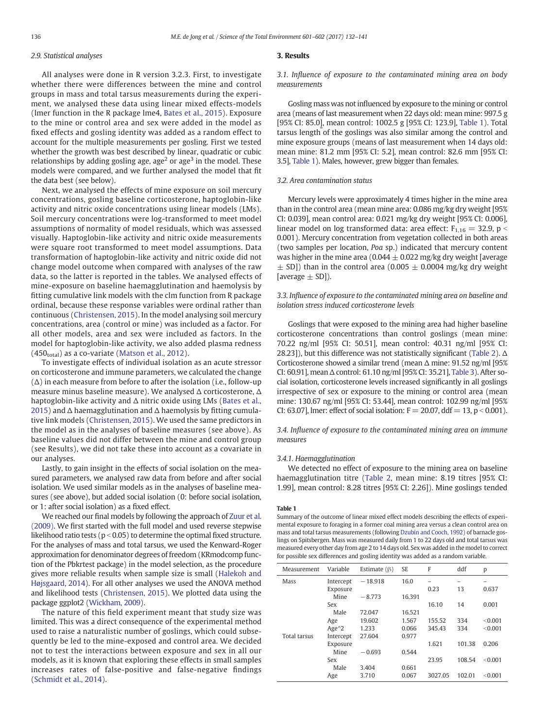### 2.9. Statistical analyses

All analyses were done in R version 3.2.3. First, to investigate whether there were differences between the mine and control groups in mass and total tarsus measurements during the experiment, we analysed these data using linear mixed effects-models (lmer function in the R package lme4, Bates et al., 2015). Exposure to the mine or control area and sex were added in the model as fixed effects and gosling identity was added as a random effect to account for the multiple measurements per gosling. First we tested whether the growth was best described by linear, quadratic or cubic relationships by adding gosling age, $age^2$ or $age^3$ in the model. These models were compared, and we further analysed the model that fit the data best (see below).

Next, we analysed the effects of mine exposure on soil mercury concentrations, gosling baseline corticosterone, haptoglobin-like activity and nitric oxide concentrations using linear models (LMs). Soil mercury concentrations were log-transformed to meet model assumptions of normality of model residuals, which was assessed visually. Haptoglobin-like activity and nitric oxide measurements were square root transformed to meet model assumptions. Data transformation of haptoglobin-like activity and nitric oxide did not change model outcome when compared with analyses of the raw data, so the latter is reported in the tables. We analysed effects of mine-exposure on baseline haemagglutination and haemolysis by fitting cumulative link models with the clm function from R package ordinal, because these response variables were ordinal rather than continuous (Christensen, 2015). In the model analysing soil mercury concentrations, area (control or mine) was included as a factor. For all other models, area and sex were included as factors. In the model for haptoglobin-like activity, we also added plasma redness ($450_{total}$) as a co-variate (Matson et al., 2012).

To investigate effects of individual isolation as an acute stressor on corticosterone and immune parameters, we calculated the change ($\Delta$) in each measure from before to after the isolation (i.e., follow-up measure minus baseline measure). We analysed $\Delta$ corticosterone, $\Delta$ haptoglobin-like activity and $\Delta$ nitric oxide using LMs (Bates et al., 2015) and $\Delta$ haemagglutination and $\Delta$ haemolysis by fitting cumulative link models (Christensen, 2015). We used the same predictors in the model as in the analyses of baseline measures (see above). As baseline values did not differ between the mine and control group (see Results), we did not take these into account as a covariate in our analyses.

Lastly, to gain insight in the effects of social isolation on the measured parameters, we analysed raw data from before and after social isolation. We used similar models as in the analyses of baseline measures (see above), but added social isolation (0: before social isolation, or 1: after social isolation) as a fixed effect.

We reached our final models by following the approach of Zuur et al. (2009). We first started with the full model and used reverse stepwise likelihood ratio tests ($p < 0.05$) to determine the optimal fixed structure. For the analyses of mass and total tarsus, we used the Kenward-Roger approximation for denominator degrees of freedom (KRmodcomp function of the Pbkrtest package) in the model selection, as the procedure gives more reliable results when sample size is small (Halekoh and Højsgaard, 2014). For all other analyses we used the ANOVA method and likelihood tests (Christensen, 2015). We plotted data using the package ggplot2 (Wickham, 2009).

The nature of this field experiment meant that study size was limited. This was a direct consequence of the experimental method used to raise a naturalistic number of goslings, which could subsequently be led to the mine-exposed and control area. We decided not to test the interactions between exposure and sex in all our models, as it is known that exploring these effects in small samples increases rates of false-positive and false-negative findings (Schmidt et al., 2014).

## 3. Results

### 3.1. Influence of exposure to the contaminated mining area on body measurements

Gosling mass was not influenced by exposure to the mining or control area (means of last measurement when 22 days old: mean mine: 997.5 g [95% CI: 85.0], mean control: 1002.5 g [95% CI: 123.9], Table 1). Total tarsus length of the goslings was also similar among the control and mine exposure groups (means of last measurement when 14 days old: mean mine: 81.2 mm [95% CI: 5.2], mean control: 82.6 mm [95% CI: 3.5], Table 1). Males, however, grew bigger than females.

### 3.2. Area contamination status

Mercury levels were approximately 4 times higher in the mine area than in the control area (mean mine area: 0.086 mg/kg dry weight [95% CI: 0.039], mean control area: 0.021 mg/kg dry weight [95% CI: 0.006], linear model on log transformed data: area effect: $F_{1,16} = 32.9$, $p < 0.001$). Mercury concentration from vegetation collected in both areas (two samples per location, *Poa* sp.) indicated that mercury content was higher in the mine area ($0.044 \pm 0.022$ mg/kg dry weight [average $\pm$ SD]) than in the control area ($0.005 \pm 0.0004$ mg/kg dry weight [average $\pm$ SD]).

### 3.3. Influence of exposure to the contaminated mining area on baseline and isolation stress induced corticosterone levels

Goslings that were exposed to the mining area had higher baseline corticosterone concentrations than control goslings (mean mine: 70.22 ng/ml [95% CI: 50.51], mean control: 40.31 ng/ml [95% CI: 28.23]), but this difference was not statistically significant (Table 2). $\Delta$ Corticosterone showed a similar trend (mean $\Delta$ mine: 91.52 ng/ml [95% CI: 60.91], mean $\Delta$ control: 61.10 ng/ml [95% CI: 35.21], Table 3). After social isolation, corticosterone levels increased significantly in all goslings irrespective of sex or exposure to the mining or control area (mean mine: 130.67 ng/ml [95% CI: 53.44], mean control: 102.99 ng/ml [95% CI: 63.07], lmer: effect of social isolation: $F = 20.07$, ddf = 13, $p < 0.001$).

### 3.4. Influence of exposure to the contaminated mining area on immune measures

#### 3.4.1. Haemagglutination

We detected no effect of exposure to the mining area on baseline haemagglutination titre (Table 2, mean mine: 8.19 titres [95% CI: 1.99], mean control: 8.28 titres [95% CI: 2.26]). Mine goslings tended

**Table 1**
Summary of the outcome of linear mixed effect models describing the effects of experimental exposure to foraging in a former coal mining area versus a clean control area on mass and total tarsus measurements (following Dzubin and Cooch, 1992) of barnacle goslings on Spitsbergen. Mass was measured daily from 1 to 22 days old and total tarsus was measured every other day from age 2 to 14 days old. Sex was added in the model to correct for possible sex differences and gosling identity was added as a random variable.

| Measurement | Variable | Estimate (β) | SE | F | ddf | p |
|---|---|---|---|---|---|---|
| Mass | Intercept | −18.918 | 16.0 | – | – | – |
| | Exposure | | | 0.23 | 13 | 0.637 |
| | Mine | −8.773 | 16.391 | | | |
| | Sex | | | 16.10 | 14 | 0.001 |
| | Male | 72.047 | 16.521 | | | |
| | Age | 19.602 | 1.567 | 155.52 | 334 | <0.001 |
| | Age^2 | 1.233 | 0.066 | 345.43 | 334 | <0.001 |
| Total tarsus | Intercept | 27.604 | 0.977 | | | |
| | Exposure | | | 1.621 | 101.38 | 0.206 |
| | Mine | −0.693 | 0.544 | | | |
| | Sex | | | 23.95 | 108.54 | <0.001 |
| | Male | 3.404 | 0.661 | | | |
| | Age | 3.710 | 0.067 | 3027.05 | 102.01 | <0.001 |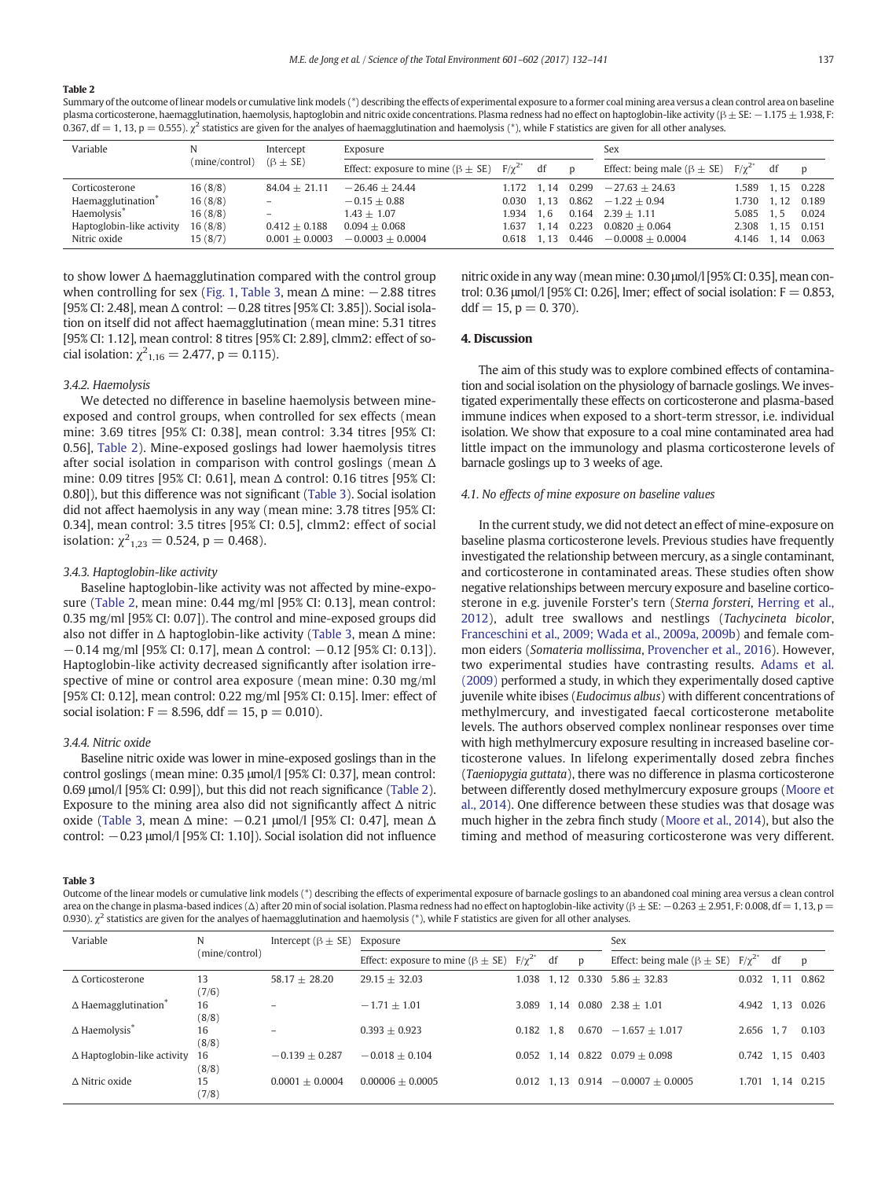**Table 2**

Summary of the outcome of linear models or cumulative link models (*) describing the effects of experimental exposure to a former coal mining area versus a clean control area on baseline plasma corticosterone, haemagglutination, haemolysis, haptoglobin and nitric oxide concentrations. Plasma redness had no effect on haptoglobin-like activity (β ± SE: −1.175 ± 1.938, F: 0.367, df = 1, 13, p = 0.555). $\chi^2$ statistics are given for the analyses of haemagglutination and haemolysis (*), while F statistics are given for all other analyses.

| Variable | N (mine/control) | Intercept (β ± SE) | Exposure | | | | Sex | | | |
|---|---|---|---|---|---|---|---|---|---|---|
| | | | Effect: exposure to mine (β ± SE) | $F/\chi^{2*}$ | df | p | Effect: being male (β ± SE) | $F/\chi^{2*}$ | df | p |
| Corticosterone | 16 (8/8) | 84.04 ± 21.11 | −26.46 ± 24.44 | 1.172 | 1, 14 | 0.299 | −27.63 ± 24.63 | 1.589 | 1, 15 | 0.228 |
| Haemagglutination* | 16 (8/8) | – | −0.15 ± 0.88 | 0.030 | 1, 13 | 0.862 | −1.22 ± 0.94 | 1.730 | 1, 12 | 0.189 |
| Haemolysis* | 16 (8/8) | – | 1.43 ± 1.07 | 1.934 | 1, 6 | 0.164 | 2.39 ± 1.11 | 5.085 | 1, 5 | 0.024 |
| Haptoglobin-like activity | 16 (8/8) | 0.412 ± 0.188 | 0.094 ± 0.068 | 1.637 | 1, 14 | 0.223 | 0.0820 ± 0.064 | 2.308 | 1, 15 | 0.151 |
| Nitric oxide | 15 (8/7) | 0.001 ± 0.0003 | −0.0003 ± 0.0004 | 0.618 | 1, 13 | 0.446 | −0.0008 ± 0.0004 | 4.146 | 1, 14 | 0.063 |

to show lower Δ haemagglutination compared with the control group when controlling for sex (Fig. 1, Table 3, mean Δ mine: −2.88 titres [95% CI: 2.48], mean Δ control: −0.28 titres [95% CI: 3.85]). Social isolation on itself did not affect haemagglutination (mean mine: 5.31 titres [95% CI: 1.12], mean control: 8 titres [95% CI: 2.89], clmm2: effect of social isolation: $\chi^2_{1,16} = 2.477$, p = 0.115).

### 3.4.2. Haemolysis

We detected no difference in baseline haemolysis between mine-exposed and control groups, when controlled for sex effects (mean mine: 3.69 titres [95% CI: 0.38], mean control: 3.34 titres [95% CI: 0.56], Table 2). Mine-exposed goslings had lower haemolysis titres after social isolation in comparison with control goslings (mean Δ mine: 0.09 titres [95% CI: 0.61], mean Δ control: 0.16 titres [95% CI: 0.80]), but this difference was not significant (Table 3). Social isolation did not affect haemolysis in any way (mean mine: 3.78 titres [95% CI: 0.34], mean control: 3.5 titres [95% CI: 0.5], clmm2: effect of social isolation: $\chi^2_{1,23} = 0.524$, p = 0.468).

### 3.4.3. Haptoglobin-like activity

Baseline haptoglobin-like activity was not affected by mine-exposure (Table 2, mean mine: 0.44 mg/ml [95% CI: 0.13], mean control: 0.35 mg/ml [95% CI: 0.07]). The control and mine-exposed groups did also not differ in Δ haptoglobin-like activity (Table 3, mean Δ mine: −0.14 mg/ml [95% CI: 0.17], mean Δ control: −0.12 [95% CI: 0.13]). Haptoglobin-like activity decreased significantly after isolation irrespective of mine or control area exposure (mean mine: 0.30 mg/ml [95% CI: 0.12], mean control: 0.22 mg/ml [95% CI: 0.15]. lmer: effect of social isolation: F = 8.596, ddf = 15, p = 0.010).

### 3.4.4. Nitric oxide

Baseline nitric oxide was lower in mine-exposed goslings than in the control goslings (mean mine: 0.35 μmol/l [95% CI: 0.37], mean control: 0.69 μmol/l [95% CI: 0.99]), but this did not reach significance (Table 2). Exposure to the mining area also did not significantly affect Δ nitric oxide (Table 3, mean Δ mine: −0.21 μmol/l [95% CI: 0.47], mean Δ control: −0.23 μmol/l [95% CI: 1.10]). Social isolation did not influence nitric oxide in any way (mean mine: 0.30 μmol/l [95% CI: 0.35], mean control: 0.36 μmol/l [95% CI: 0.26], lmer; effect of social isolation: F = 0.853, ddf = 15, p = 0. 370).

## 4. Discussion

The aim of this study was to explore combined effects of contamination and social isolation on the physiology of barnacle goslings. We investigated experimentally these effects on corticosterone and plasma-based immune indices when exposed to a short-term stressor, i.e. individual isolation. We show that exposure to a coal mine contaminated area had little impact on the immunology and plasma corticosterone levels of barnacle goslings up to 3 weeks of age.

### 4.1. No effects of mine exposure on baseline values

In the current study, we did not detect an effect of mine-exposure on baseline plasma corticosterone levels. Previous studies have frequently investigated the relationship between mercury, as a single contaminant, and corticosterone in contaminated areas. These studies often show negative relationships between mercury exposure and baseline corticosterone in e.g. juvenile Forster's tern (*Sterna forsteri*, Herring et al., 2012), adult tree swallows and nestlings (*Tachycineta bicolor*, Franceschini et al., 2009; Wada et al., 2009a, 2009b) and female common eiders (*Somateria mollissima*, Provencher et al., 2016). However, two experimental studies have contrasting results. Adams et al. (2009) performed a study, in which they experimentally dosed captive juvenile white ibises (*Eudocimus albus*) with different concentrations of methylmercury, and investigated faecal corticosterone metabolite levels. The authors observed complex nonlinear responses over time with high methylmercury exposure resulting in increased baseline corticosterone values. In lifelong experimentally dosed zebra finches (*Taeniopygia guttata*), there was no difference in plasma corticosterone between differently dosed methylmercury exposure groups (Moore et al., 2014). One difference between these studies was that dosage was much higher in the zebra finch study (Moore et al., 2014), but also the timing and method of measuring corticosterone was very different.

**Table 3**

Outcome of the linear models or cumulative link models (*) describing the effects of experimental exposure of barnacle goslings to an abandoned coal mining area versus a clean control area on the change in plasma-based indices (Δ) after 20 min of social isolation. Plasma redness had no effect on haptoglobin-like activity (β ± SE: −0.263 ± 2.951, F: 0.008, df = 1, 13, p = 0.930). $\chi^2$ statistics are given for the analyses of haemagglutination and haemolysis (*), while F statistics are given for all other analyses.

| Variable | N (mine/control) | Intercept (β ± SE) | Exposure | | | | Sex | | | |
|---|---|---|---|---|---|---|---|---|---|---|
| | | | Effect: exposure to mine (β ± SE) | $F/\chi^{2*}$ | df | p | Effect: being male (β ± SE) | $F/\chi^{2*}$ | df | p |
| Δ Corticosterone | 13 (7/6) | 58.17 ± 28.20 | 29.15 ± 32.03 | 1.038 | 1, 12 | 0.330 | 5.86 ± 32.83 | 0.032 | 1, 11 | 0.862 |
| Δ Haemagglutination* | 16 (8/8) | – | −1.71 ± 1.01 | 3.089 | 1, 14 | 0.080 | 2.38 ± 1.01 | 4.942 | 1, 13 | 0.026 |
| Δ Haemolysis* | 16 (8/8) | – | 0.393 ± 0.923 | 0.182 | 1, 8 | 0.670 | −1.657 ± 1.017 | 2.656 | 1, 7 | 0.103 |
| Δ Haptoglobin-like activity | 16 (8/8) | −0.139 ± 0.287 | −0.018 ± 0.104 | 0.052 | 1, 14 | 0.822 | 0.079 ± 0.098 | 0.742 | 1, 15 | 0.403 |
| Δ Nitric oxide | 15 (7/8) | 0.0001 ± 0.0004 | 0.00006 ± 0.0005 | 0.012 | 1, 13 | 0.914 | −0.0007 ± 0.0005 | 1.701 | 1, 14 | 0.215 |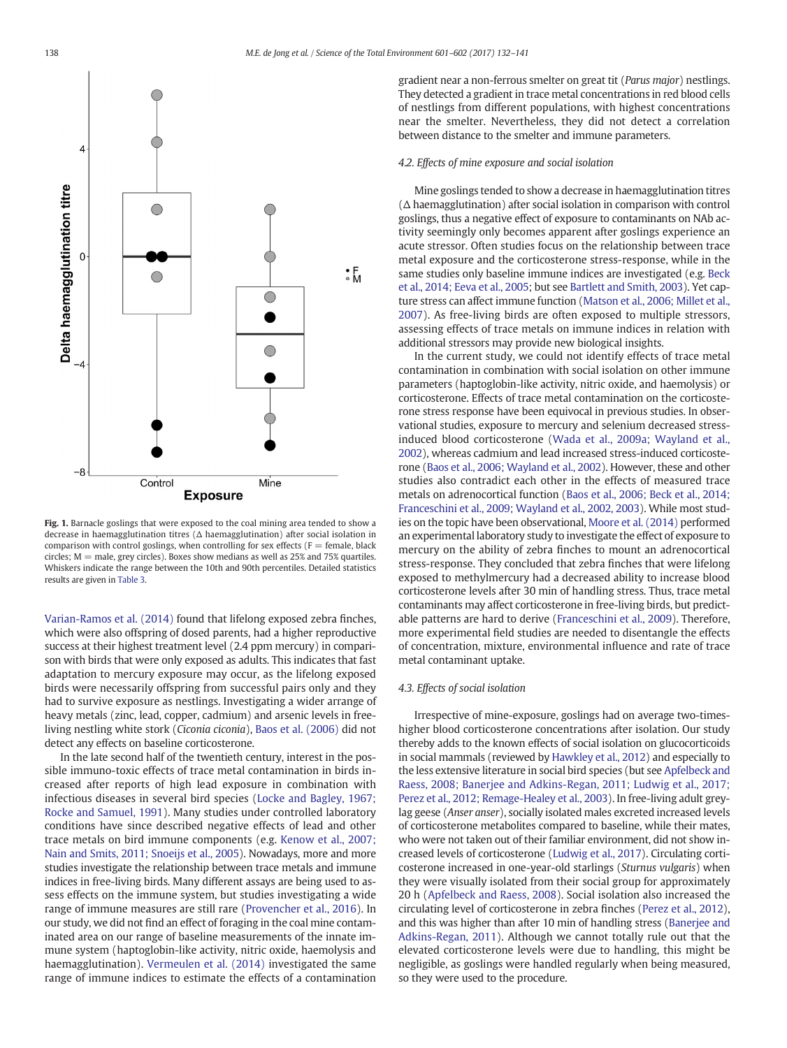Fig. 1. Barnacle goslings that were exposed to the coal mining area tended to show a decrease in haemagglutination titres (Δ haemagglutination) after social isolation in comparison with control goslings, when controlling for sex effects (F = female, black circles; M = male, grey circles). Boxes show medians as well as 25% and 75% quartiles. Whiskers indicate the range between the 10th and 90th percentiles. Detailed statistics results are given in Table 3.

Varian-Ramos et al. (2014) found that lifelong exposed zebra finches, which were also offspring of dosed parents, had a higher reproductive success at their highest treatment level (2.4 ppm mercury) in comparison with birds that were only exposed as adults. This indicates that fast adaptation to mercury exposure may occur, as the lifelong exposed birds were necessarily offspring from successful pairs only and they had to survive exposure as nestlings. Investigating a wider arrange of heavy metals (zinc, lead, copper, cadmium) and arsenic levels in free-living nestling white stork (*Ciconia ciconia*), Baos et al. (2006) did not detect any effects on baseline corticosterone.

In the late second half of the twentieth century, interest in the possible immuno-toxic effects of trace metal contamination in birds increased after reports of high lead exposure in combination with infectious diseases in several bird species (Locke and Bagley, 1967; Rocke and Samuel, 1991). Many studies under controlled laboratory conditions have since described negative effects of lead and other trace metals on bird immune components (e.g. Kenow et al., 2007; Nain and Smits, 2011; Snoeijs et al., 2005). Nowadays, more and more studies investigate the relationship between trace metals and immune indices in free-living birds. Many different assays are being used to assess effects on the immune system, but studies investigating a wide range of immune measures are still rare (Provencher et al., 2016). In our study, we did not find an effect of foraging in the coal mine contaminated area on our range of baseline measurements of the innate immune system (haptoglobin-like activity, nitric oxide, haemolysis and haemagglutination). Vermeulen et al. (2014) investigated the same range of immune indices to estimate the effects of a contamination gradient near a non-ferrous smelter on great tit (*Parus major*) nestlings. They detected a gradient in trace metal concentrations in red blood cells of nestlings from different populations, with highest concentrations near the smelter. Nevertheless, they did not detect a correlation between distance to the smelter and immune parameters.

### 4.2. Effects of mine exposure and social isolation

Mine goslings tended to show a decrease in haemagglutination titres (Δ haemagglutination) after social isolation in comparison with control goslings, thus a negative effect of exposure to contaminants on NAb activity seemingly only becomes apparent after goslings experience an acute stressor. Often studies focus on the relationship between trace metal exposure and the corticosterone stress-response, while in the same studies only baseline immune indices are investigated (e.g. Beck et al., 2014; Eeva et al., 2005; but see Bartlett and Smith, 2003). Yet capture stress can affect immune function (Matson et al., 2006; Millet et al., 2007). As free-living birds are often exposed to multiple stressors, assessing effects of trace metals on immune indices in relation with additional stressors may provide new biological insights.

In the current study, we could not identify effects of trace metal contamination in combination with social isolation on other immune parameters (haptoglobin-like activity, nitric oxide, and haemolysis) or corticosterone. Effects of trace metal contamination on the corticosterone stress response have been equivocal in previous studies. In observational studies, exposure to mercury and selenium decreased stress-induced blood corticosterone (Wada et al., 2009a; Wayland et al., 2002), whereas cadmium and lead increased stress-induced corticosterone (Baos et al., 2006; Wayland et al., 2002). However, these and other studies also contradict each other in the effects of measured trace metals on adrenocortical function (Baos et al., 2006; Beck et al., 2014; Franceschini et al., 2009; Wayland et al., 2002, 2003). While most studies on the topic have been observational, Moore et al. (2014) performed an experimental laboratory study to investigate the effect of exposure to mercury on the ability of zebra finches to mount an adrenocortical stress-response. They concluded that zebra finches that were lifelong exposed to methylmercury had a decreased ability to increase blood corticosterone levels after 30 min of handling stress. Thus, trace metal contaminants may affect corticosterone in free-living birds, but predictable patterns are hard to derive (Franceschini et al., 2009). Therefore, more experimental field studies are needed to disentangle the effects of concentration, mixture, environmental influence and rate of trace metal contaminant uptake.

### 4.3. Effects of social isolation

Irrespective of mine-exposure, goslings had on average two-times-higher blood corticosterone concentrations after isolation. Our study thereby adds to the known effects of social isolation on glucocorticoids in social mammals (reviewed by Hawkley et al., 2012) and especially to the less extensive literature in social bird species (but see Apfelbeck and Raess, 2008; Banerjee and Adkins-Regan, 2011; Ludwig et al., 2017; Perez et al., 2012; Remage-Healey et al., 2003). In free-living adult greylag geese (*Anser anser*), socially isolated males excreted increased levels of corticosterone metabolites compared to baseline, while their mates, who were not taken out of their familiar environment, did not show increased levels of corticosterone (Ludwig et al., 2017). Circulating corticosterone increased in one-year-old starlings (*Sturnus vulgaris*) when they were visually isolated from their social group for approximately 20 h (Apfelbeck and Raess, 2008). Social isolation also increased the circulating level of corticosterone in zebra finches (Perez et al., 2012), and this was higher than after 10 min of handling stress (Banerjee and Adkins-Regan, 2011). Although we cannot totally rule out that the elevated corticosterone levels were due to handling, this might be negligible, as goslings were handled regularly when being measured, so they were used to the procedure.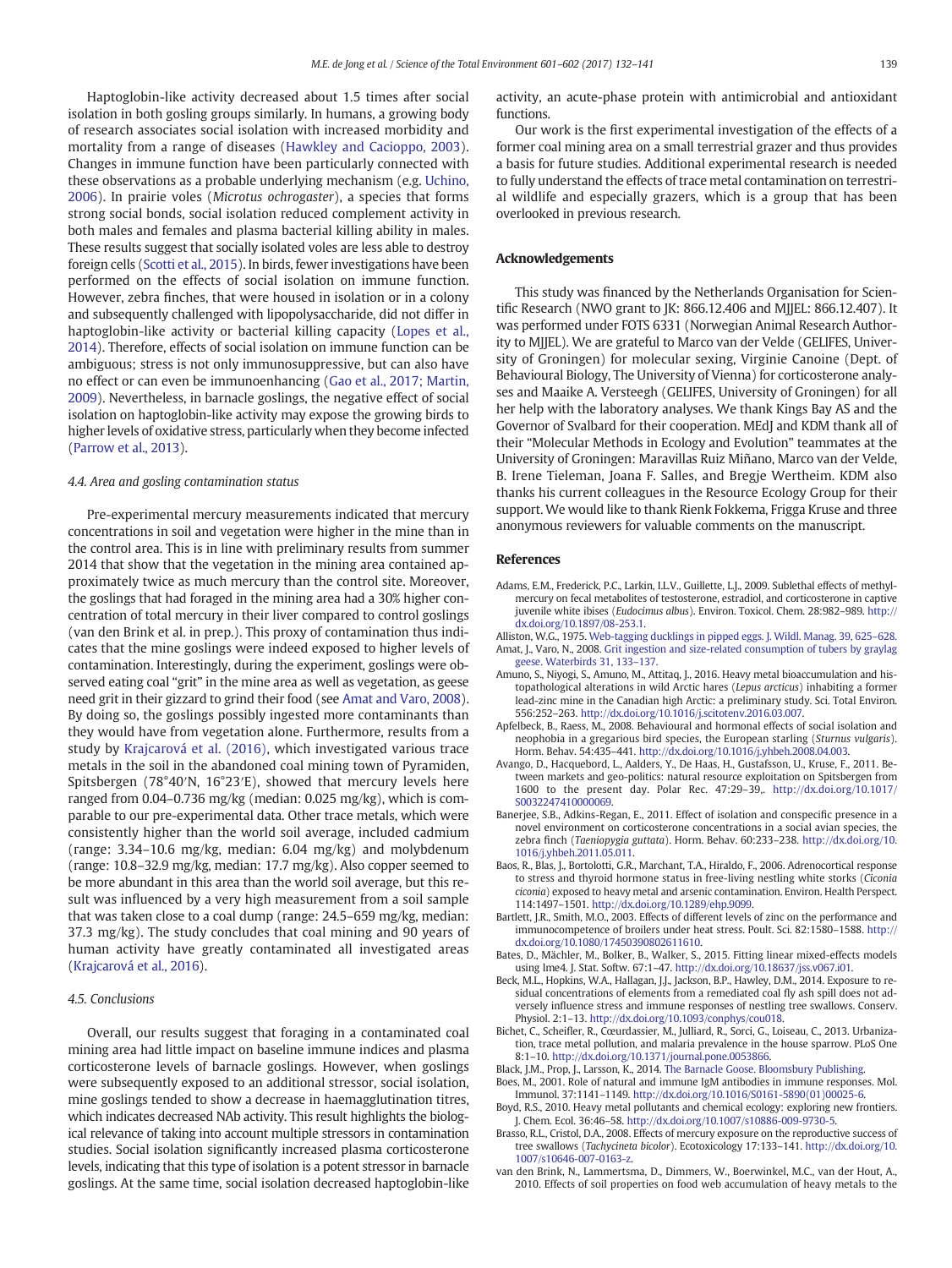Haptoglobin-like activity decreased about 1.5 times after social isolation in both gosling groups similarly. In humans, a growing body of research associates social isolation with increased morbidity and mortality from a range of diseases (Hawkley and Cacioppo, 2003). Changes in immune function have been particularly connected with these observations as a probable underlying mechanism (e.g. Uchino, 2006). In prairie voles (*Microtus ochrogaster*), a species that forms strong social bonds, social isolation reduced complement activity in both males and females and plasma bacterial killing ability in males. These results suggest that socially isolated voles are less able to destroy foreign cells (Scotti et al., 2015). In birds, fewer investigations have been performed on the effects of social isolation on immune function. However, zebra finches, that were housed in isolation or in a colony and subsequently challenged with lipopolysaccharide, did not differ in haptoglobin-like activity or bacterial killing capacity (Lopes et al., 2014). Therefore, effects of social isolation on immune function can be ambiguous; stress is not only immunosuppressive, but can also have no effect or can even be immunoenhancing (Gao et al., 2017; Martin, 2009). Nevertheless, in barnacle goslings, the negative effect of social isolation on haptoglobin-like activity may expose the growing birds to higher levels of oxidative stress, particularly when they become infected (Parrow et al., 2013).

### 4.4. Area and gosling contamination status

Pre-experimental mercury measurements indicated that mercury concentrations in soil and vegetation were higher in the mine than in the control area. This is in line with preliminary results from summer 2014 that show that the vegetation in the mining area contained approximately twice as much mercury than the control site. Moreover, the goslings that had foraged in the mine area had a 30% higher concentration of total mercury in their liver compared to control goslings (van den Brink et al. in prep.). This proxy of contamination thus indicates that the mine goslings were indeed exposed to higher levels of contamination. Interestingly, during the experiment, goslings were observed eating coal "grit" in the mine area as well as vegetation, as geese need grit in their gizzard to grind their food (see Amat and Varo, 2008). By doing so, the goslings possibly ingested more contaminants than they would have from vegetation alone. Furthermore, results from a study by Krajcarová et al. (2016), which investigated various trace metals in the soil in the abandoned coal mining town of Pyramiden, Spitsbergen (78°40′N, 16°23′E), showed that mercury levels here ranged from 0.04–0.736 mg/kg (median: 0.025 mg/kg), which is comparable to our pre-experimental data. Other trace metals, which were consistently higher than the world soil average, included cadmium (range: 3.34–10.6 mg/kg, median: 6.04 mg/kg) and molybdenum (range: 10.8–32.9 mg/kg, median: 17.7 mg/kg). Also copper seemed to be more abundant in this area than the world soil average, but this result was influenced by a very high measurement from a soil sample that was taken close to a coal dump (range: 24.5–659 mg/kg, median: 37.3 mg/kg). The study concludes that coal mining and 90 years of human activity have greatly contaminated all investigated areas (Krajcarová et al., 2016).

### 4.5. Conclusions

Overall, our results suggest that foraging in a contaminated coal mining area had little impact on baseline immune indices and plasma corticosterone levels of barnacle goslings. However, when goslings were subsequently exposed to an additional stressor, social isolation, mine goslings tended to show a decrease in haemagglutination titres, which indicates decreased NAb activity. This result highlights the biological relevance of taking into account multiple stressors in contamination studies. Social isolation significantly increased plasma corticosterone levels, indicating that this type of isolation is a potent stressor in barnacle goslings. At the same time, social isolation decreased haptoglobin-like activity, an acute-phase protein with antimicrobial and antioxidant functions.

Our work is the first experimental investigation of the effects of a former coal mining area on a small terrestrial grazer and thus provides a basis for future studies. Additional experimental research is needed to fully understand the effects of trace metal contamination on terrestrial wildlife and especially grazers, which is a group that has been overlooked in previous research.

## Acknowledgements

This study was financed by the Netherlands Organisation for Scientific Research (NWO grant to JK: 866.12.406 and MJJEL: 866.12.407). It was performed under FOTS 6331 (Norwegian Animal Research Authority to MJJEL). We are grateful to Marco van der Velde (GELIFES, University of Groningen) for molecular sexing, Virginie Canoine (Dept. of Behavioural Biology, The University of Vienna) for corticosterone analyses and Maaike A. Versteegh (GELIFES, University of Groningen) for all her help with the laboratory analyses. We thank Kings Bay AS and the Governor of Svalbard for their cooperation. MEdJ and KDM thank all of their "Molecular Methods in Ecology and Evolution" teammates at the University of Groningen: Maravillas Ruiz Miñano, Marco van der Velde, B. Irene Tieleman, Joana F. Salles, and Bregje Wertheim. KDM also thanks his current colleagues in the Resource Ecology Group for their support. We would like to thank Rienk Fokkema, Frigga Kruse and three anonymous reviewers for valuable comments on the manuscript.

## References

Adams, E.M., Frederick, P.C., Larkin, I.L.V., Guillette, L.J., 2009. Sublethal effects of methylmercury on fecal metabolites of testosterone, estradiol, and corticosterone in captive juvenile white ibises (*Eudocimus albus*). Environ. Toxicol. Chem. 28:982–989. http://dx.doi.org/10.1897/08-253.1.

Alliston, W.G., 1975. Web-tagging ducklings in pipped eggs. J. Wildl. Manag. 39, 625–628.

Amat, J., Varo, N., 2008. Grit ingestion and size-related consumption of tubers by graylag geese. Waterbirds 31, 133–137.

Amuno, S., Niyogi, S., Amuno, M., Attitaq, J., 2016. Heavy metal bioaccumulation and histopathological alterations in wild Arctic hares (*Lepus arcticus*) inhabiting a former lead-zinc mine in the Canadian high Arctic: a preliminary study. Sci. Total Environ. 556:252–263. http://dx.doi.org/10.1016/j.scitotenv.2016.03.007.

Apfelbeck, B., Raess, M., 2008. Behavioural and hormonal effects of social isolation and neophobia in a gregarious bird species, the European starling (*Sturnus vulgaris*). Horm. Behav. 54:435–441. http://dx.doi.org/10.1016/j.yhbeh.2008.04.003.

Avango, D., Hacquebord, L., Aalders, Y., De Haas, H., Gustafsson, U., Kruse, F., 2011. Between markets and geo-politics: natural resource exploitation on Spitsbergen from 1600 to the present day. Polar Rec. 47:29–39,. http://dx.doi.org/10.1017/S0032247410000069.

Banerjee, S.B., Adkins-Regan, E., 2011. Effect of isolation and conspecific presence in a novel environment on corticosterone concentrations in a social avian species, the zebra finch (*Taeniopygia guttata*). Horm. Behav. 60:233–238. http://dx.doi.org/10.1016/j.yhbeh.2011.05.011.

Baos, R., Blas, J., Bortolotti, G.R., Marchant, T.A., Hiraldo, F., 2006. Adrenocortical response to stress and thyroid hormone status in free-living nestling white storks (*Ciconia ciconia*) exposed to heavy metal and arsenic contamination. Environ. Health Perspect. 114:1497–1501. http://dx.doi.org/10.1289/ehp.9099.

Bartlett, J.R., Smith, M.O., 2003. Effects of different levels of zinc on the performance and immunocompetence of broilers under heat stress. Poult. Sci. 82:1580–1588. http://dx.doi.org/10.1080/17450390802611610.

Bates, D., Mächler, M., Bolker, B., Walker, S., 2015. Fitting linear mixed-effects models using lme4. J. Stat. Softw. 67:1–47. http://dx.doi.org/10.18637/jss.v067.i01.

Beck, M.L., Hopkins, W.A., Hallagan, J.J., Jackson, B.P., Hawley, D.M., 2014. Exposure to residual concentrations of elements from a remediated coal fly ash spill does not adversely influence stress and immune responses of nestling tree swallows. Conserv. Physiol. 2:1–13. http://dx.doi.org/10.1093/conphys/cou018.

Bichet, C., Scheifler, R., Cœurdassier, M., Julliard, R., Sorci, G., Loiseau, C., 2013. Urbanization, trace metal pollution, and malaria prevalence in the house sparrow. PLoS One 8:1–10. http://dx.doi.org/10.1371/journal.pone.0053866.

Black, J.M., Prop, J., Larsson, K., 2014. The Barnacle Goose. Bloomsbury Publishing.

Boes, M., 2001. Role of natural and immune IgM antibodies in immune responses. Mol. Immunol. 37:1141–1149. http://dx.doi.org/10.1016/S0161-5890(01)00025-6.

Boyd, R.S., 2010. Heavy metal pollutants and chemical ecology: exploring new frontiers. J. Chem. Ecol. 36:46–58. http://dx.doi.org/10.1007/s10886-009-9730-5.

Brasso, R.L., Cristol, D.A., 2008. Effects of mercury exposure on the reproductive success of tree swallows (*Tachycineta bicolor*). Ecotoxicology 17:133–141. http://dx.doi.org/10.1007/s10646-007-0163-z.

van den Brink, N., Lammertsma, D., Dimmers, W., Boerwinkel, M.C., van der Hout, A., 2010. Effects of soil properties on food web accumulation of heavy metals to the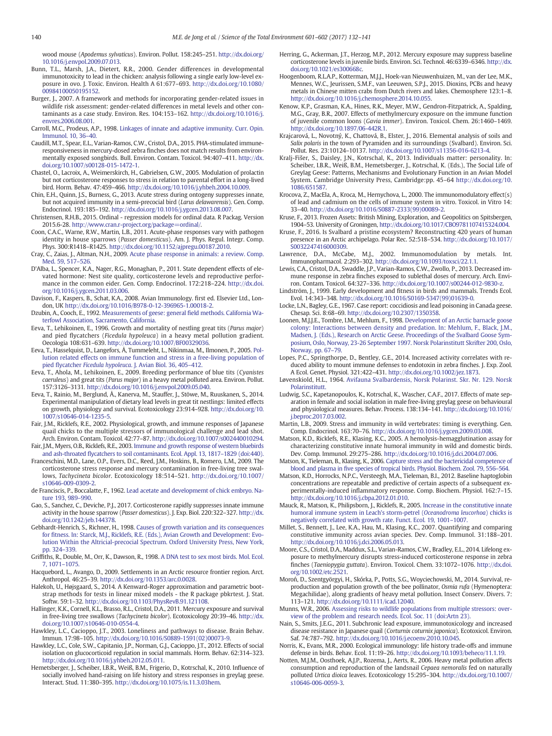wood mouse (*Apodemus sylvaticus*). Environ. Pollut. 158:245–251. http://dx.doi.org/10.1016/j.envpol.2009.07.013.

Bunn, T.L., Marsh, J.A., Dietert, R.R., 2000. Gender differences in developmental immunotoxicity to lead in the chicken: analysis following a single early low-level exposure in ovo. J. Toxic. Environ. Health A 61:677–693. http://dx.doi.org/10.1080/00984100050195152.

Burger, J., 2007. A framework and methods for incorporating gender-related issues in wildlife risk assessment: gender-related differences in metal levels and other contaminants as a case study. Environ. Res. 104:153–162. http://dx.doi.org/10.1016/j.envres.2006.08.001.

Carroll, M.C., Prodeus, A.P., 1998. Linkages of innate and adaptive immunity. Curr. Opin. Immunol. 10, 36–40.

Caudill, M.T., Spear, E.L., Varian-Ramos, C.W., Cristol, D.A., 2015. PHA-stimulated immune-responsiveness in mercury-dosed zebra finches does not match results from environmentally exposed songbirds. Bull. Environ. Contam. Toxicol. 94:407–411. http://dx.doi.org/10.1007/s00128-015-1472-1.

Chastel, O., Lacroix, A., Weimerskirch, H., Gabrielsen, G.W., 2005. Modulation of prolactin but not corticosterone responses to stress in relation to parental effort in a long-lived bird. Horm. Behav. 47:459–466. http://dx.doi.org/10.1016/j.yhbeh.2004.10.009.

Chin, E.H., Quinn, J.S., Burness, G., 2013. Acute stress during ontogeny suppresses innate, but not acquired immunity in a semi-precocial bird (*Larus delawarensis*). Gen. Comp. Endocrinol. 193:185–192. http://dx.doi.org/10.1016/j.ygcen.2013.08.007.

Christensen, R.H.B., 2015. Ordinal - regression models for ordinal data. R Packag. Version 2015.6-28. http://www.cran.r-project.org/package=ordinal/.

Coon, C.A.C., Warne, R.W., Martin, L.B., 2011. Acute-phase responses vary with pathogen identity in house sparrows (*Passer domesticus*). Am. J. Phys. Regul. Integr. Comp. Phys. 300:R1418–R1425. http://dx.doi.org/10.1152/ajpregu.00187.2010.

Cray, C., Zaias, J., Altman, N.H., 2009. Acute phase response in animals: a review. Comp. Med. 59, 517–526.

D'Alba, L., Spencer, K.A., Nager, R.G., Monaghan, P., 2011. State dependent effects of elevated hormone: Nest site quality, corticosterone levels and reproductive performance in the common eider. Gen. Comp. Endocrinol. 172:218–224. http://dx.doi.org/10.1016/j.ygcen.2011.03.006.

Davison, F., Kaspers, B., Schat, K.A., 2008. Avian Immunology. first ed. Elsevier Ltd., London, UK http://dx.doi.org/10.1016/B978-0-12-396965-1.00018-2.

Dzubin, A., Cooch, E., 1992. Measurements of geese: general field methods. California Waterfowl Association, Sacramento, California.

Eeva, T., Lehikoinen, E., 1996. Growth and mortality of nestling great tits (*Parus major*) and pied flycatchers (*Ficedula hypoleuca*) in a heavy metal pollution gradient. Oecologia 108:631–639. http://dx.doi.org/10.1007/BF00329036.

Eeva, T., Hasselquist, D., Langefors, Å., Tummeleht, L., Nikinmaa, M., Ilmonen, P., 2005. Pollution related effects on immune function and stress in a free-living population of pied flycatcher *Ficedula hypoleuca*. J. Avian Biol. 36, 405–412.

Eeva, T., Ahola, M., Lehikoinen, E., 2009. Breeding performance of blue tits (*Cyanistes caeruleus*) and great tits (*Parus major*) in a heavy metal polluted area. Environ. Pollut. 157:3126–3131. http://dx.doi.org/10.1016/j.envpol.2009.05.040.

Eeva, T., Rainio, M., Berglund, Å., Kanerva, M., Stauffer, J., Stöwe, M., Ruuskanen, S., 2014. Experimental manipulation of dietary lead levels in great tit nestlings: limited effects on growth, physiology and survival. Ecotoxicology 23:914–928. http://dx.doi.org/10.1007/s10646-014-1235-5.

Fair, J.M., Ricklefs, R.E., 2002. Physiological, growth, and immune responses of Japanese quail chicks to the multiple stressors of immunological challenge and lead shot. Arch. Environ. Contam. Toxicol. 42:77–87. http://dx.doi.org/10.1007/s002440010294.

Fair, J.M., Myers, O.B., Ricklefs, R.E., 2003. Immune and growth response of western bluebirds and ash-throated flycatchers to soil contaminants. Ecol. Appl. 13, 1817–1829 (doi:440).

Franceschini, M.D., Lane, O.P., Evers, D.C., Reed, J.M., Hoskins, B., Romero, L.M., 2009. The corticosterone stress response and mercury contamination in free-living tree swallows, *Tachycineta bicolor*. Ecotoxicology 18:514–521. http://dx.doi.org/10.1007/s10646-009-0309-2.

de Franciscis, P., Boccalatte, F., 1962. Lead acetate and developmemt of chick embryo. Nature 193, 989–990.

Gao, S., Sanchez, C., Deviche, P.J., 2017. Corticosterone rapidly suppresses innate immune activity in the house sparrow (*Passer domesticus*). J. Exp. Biol. 220:322–327. http://dx.doi.org/10.1242/jeb.144378.

Gebhardt-Henrich, S., Richner, H., 1998. Causes of growth variation and its consequences for fitness. In: Starck, M.J., Ricklefs, R.E. (Eds.), Avian Growth and Development: Evolution Within the Altricial-precocial Spectrum. Oxford University Press, New York, pp. 324–339.

Griffiths, R., Double, M., Orr, K., Dawson, R., 1998. A DNA test to sex most birds. Mol. Ecol. 7, 1071–1075.

Hacquebord, L., Avango, D., 2009. Settlements in an Arctic resource frontier region. Arct. Anthropol. 46:25–39. http://dx.doi.org/10.1353/arc.0.0028.

Halekoh, U., Højsgaard, S., 2014. A Kenward-Roger approximation and parametric bootstrap methods for tests in linear mixed models - the R package pbkrtest. J. Stat. Softw. 59:1–32. http://dx.doi.org/10.1103/PhysRevB.91.121108.

Hallinger, K.K., Cornell, K.L., Brasso, R.L., Cristol, D.A., 2011. Mercury exposure and survival in free-living tree swallows (*Tachycineta bicolor*). Ecotoxicology 20:39–46. http://dx.doi.org/10.1007/s10646-010-0554-4.

Hawkley, L.C., Cacioppo, J.T., 2003. Loneliness and pathways to disease. Brain Behav. Immun. 17:98–105. http://dx.doi.org/10.1016/S0889-1591(02)00073-9.

Hawkley, L.C., Cole, S.W., Capitanio, J.P., Norman, G.J., Cacioppo, J.T., 2012. Effects of social isolation on glucocorticoid regulation in social mammals. Horm. Behav. 62:314–323. http://dx.doi.org/10.1016/j.yhbeh.2012.05.011.

Hemetsberger, J., Scheiber, I.B.R., Weiß, B.M., Frigerio, D., Kotrschal, K., 2010. Influence of socially involved hand-raising on life history and stress responses in greylag geese. Interact. Stud. 11:380–395. http://dx.doi.org/10.1075/is.11.3.03hem.

Herring, G., Ackerman, J.T., Herzog, M.P., 2012. Mercury exposure may suppress baseline corticosterone levels in juvenile birds. Environ. Sci. Technol. 46:6339–6346. http://dx.doi.org/10.1021/es300668c.

Hoogenboom, R.L.A.P., Kotterman, M.J.J., Hoek-van Nieuwenhuizen, M., van der Lee, M.K., Mennes, W.C., Jeurissen, S.M.F., van Leeuwen, S.P.J., 2015. Dioxins, PCBs and heavy metals in Chinese mitten crabs from Dutch rivers and lakes. Chemosphere 123:1–8. http://dx.doi.org/10.1016/j.chemosphere.2014.10.055.

Kenow, K.P., Grasman, K.A., Hines, R.K., Meyer, M.W., Gendron-Fitzpatrick, A., Spalding, M.G., Gray, B.R., 2007. Effects of methylmercury exposure on the immune function of juvenile common loons (*Gavia immer*). Environ. Toxicol. Chem. 26:1460–1469. http://dx.doi.org/10.1897/06-442R.1.

Krajcarová, L., Novotný, K., Chattová, B., Elster, J., 2016. Elemental analysis of soils and *Salix polaris* in the town of Pyramiden and its surroundings (Svalbard). Environ. Sci. Pollut. Res. 23:10124–10137. http://dx.doi.org/10.1007/s11356-016-6213-4.

Kralj-Fišer, S., Daisley, J.N., Kotrschal, K., 2013. Individuals matter: personality. In: Scheiber, I.B.R., Weiß, B.M., Hemetsberger, J., Kotrschal, K. (Eds.), The Social Life of Greylag Geese: Patterns, Mechanisms and Evolutionary Function in an Avian Model System. Cambridge University Press, Cambridge:pp. 45–64 http://dx.doi.org/10.1086/651587.

Krocova, Z., MacEla, A., Kroca, M., Hernychova, L., 2000. The immunomodulatory effect(s) of lead and cadmium on the cells of immune system in vitro. Toxicol. in Vitro 14: 33–40. http://dx.doi.org/10.1016/S0887-2333(99)00089-2.

Kruse, F., 2013. Frozen Assets: British Mining, Exploration, and Geopolitics on Spitsbergen, 1904–53. University of Groningen, http://dx.doi.org/10.1017/CBO9781107415324.004.

Kruse, F., 2016. Is Svalbard a pristine ecosystem? Reconstructing 420 years of human presence in an Arctic archipelago. Polar Rec. 52:518–534. http://dx.doi.org/10.1017/S0032247416000309.

Lawrence, D.A., McCabe, M.J., 2002. Immunomodulation by metals. Int. Immunopharmacol. 2:293–302. http://dx.doi.org/10.1093/toxsci/22.1.1.

Lewis, C.A., Cristol, D.A., Swaddle, J.P., Varian-Ramos, C.W., Zwollo, P., 2013. Decreased immune response in zebra finches exposed to sublethal doses of mercury. Arch. Environ. Contam. Toxicol. 64:327–336. http://dx.doi.org/10.1007/s00244-012-9830-z.

Lindström, J., 1999. Early development and fitness in birds and mammals. Trends Ecol. Evol. 14:343–348. http://dx.doi.org/10.1016/S0169-5347(99)01639-0.

Locke, L.N., Bagley, G.E., 1967. Case report: coccidiosis and lead poisoning in Canada geese. Chesap. Sci. 8:68–69. http://dx.doi.org/10.2307/1350358.

Loonen, M.J.J.E., Tombre, I.M., Mehlum, F., 1998. Development of an Arctic barnacle goose colony: Interactions between density and predation. In: Mehlum, F., Black, J.M., Madsen, J. (Eds.), Research on Arctic Geese. Proceedings of the Svalbard Goose Symposium, Oslo, Norway, 23-26 September 1997. Norsk Polarinstitutt Skrifter 200, Oslo, Norway, pp. 67–79.

Lopes, P.C., Springthorpe, D., Bentley, G.E., 2014. Increased activity correlates with reduced ability to mount immune defenses to endotoxin in zebra finches. J. Exp. Zool. A Ecol. Genet. Physiol. 321:422–431. http://dx.doi.org/10.1002/jez.1873.

Løvenskiold, H.L., 1964. Avifauna Svalbardensis, Norsk Polarinst. Skr. Nr. 129. Norsk Polarinstitutt.

Ludwig, S.C., Kapetanopoulos, K., Kotrschal, K., Wascher, C.A.F., 2017. Effects of mate separation in female and social isolation in male free-living greylag geese on behavioural and physiological measures. Behav. Process. 138:134–141. http://dx.doi.org/10.1016/j.beproc.2017.03.002.

Martin, L.B., 2009. Stress and immunity in wild vertebrates: timing is everything. Gen. Comp. Endocrinol. 163:70–76. http://dx.doi.org/10.1016/j.ygcen.2009.03.008.

Matson, K.D., Ricklefs, R.E., Klasing, K.C., 2005. A hemolysis-hemagglutination assay for characterizing constitutive innate humoral immunity in wild and domestic birds. Dev. Comp. Immunol. 29:275–286. http://dx.doi.org/10.1016/j.dci.2004.07.006.

Matson, K., Tieleman, B., Klasing, K., 2006. Capture stress and the bactericidal competence of blood and plasma in five species of tropical birds. Physiol. Biochem. Zool. 79, 556–564.

Matson, K.D., Horrocks, N.P.C., Versteegh, M.A., Tieleman, B.I., 2012. Baseline haptoglobin concentrations are repeatable and predictive of certain aspects of a subsequent experimentally-induced inflammatory response. Comp. Biochem. Physiol. 162:7–15. http://dx.doi.org/10.1016/j.cbpa.2012.01.010.

Mauck, R.A., Matson, K.D., Philipsborn, J., Ricklefs, R., 2005. Increase in the constitutive innate humoral immune system in Leach's storm-petrel (*Oceanodroma leucorhoa*) chicks is negatively correlated with growth rate. Funct. Ecol. 19, 1001–1007.

Millet, S., Bennett, J., Lee, K.A., Hau, M., Klasing, K.C., 2007. Quantifying and comparing constitutive immunity across avian species. Dev. Comp. Immunol. 31:188–201. http://dx.doi.org/10.1016/j.dci.2006.05.013.

Moore, C.S., Cristol, D.A., Maddux, S.L., Varian-Ramos, C.W., Bradley, E.L., 2014. Lifelong exposure to methylmercury disrupts stress-induced corticosterone response in zebra finches (*Taeniopygia guttata*). Environ. Toxicol. Chem. 33:1072–1076. http://dx.doi.org/10.1002/etc.2521.

Moroń, D., Szentgyörgyi, H., Skórka, P., Potts, S.G., Woyciechowski, M., 2014. Survival, reproduction and population growth of the bee pollinator, *Osmia rufa* (Hymenoptera: Megachilidae), along gradients of heavy metal pollution. Insect Conserv. Divers. 7: 113–121. http://dx.doi.org/10.1111/icad.12040.

Munns, W.R., 2006. Assessing risks to wildlife populations from multiple stressors: overview of the problem and research needs. Ecol. Soc. 11 (doi:Artn 23).

Nain, S., Smits, J.E.G., 2011. Subchronic lead exposure, immunotoxicology and increased disease resistance in Japanese quail (*Corturnix coturnix japonica*). Ecotoxicol. Environ. Saf. 74:787–792. http://dx.doi.org/10.1016/j.ecoenv.2010.10.045.

Norris, K., Evans, M.R., 2000. Ecological immunology: life history trade-offs and immune defense in birds. Behav. Ecol. 11:19–26. http://dx.doi.org/10.1093/beheco/11.1.19.

Notten, M.J.M., Oosthoek, A.J.P., Rozema, J., Aerts, R., 2006. Heavy metal pollution affects consumption and reproduction of the landsnail *Cepaea nemoralis* fed on naturally polluted *Urtica dioica* leaves. Ecotoxicology 15:295–304. http://dx.doi.org/10.1007/s10646-006-0059-3.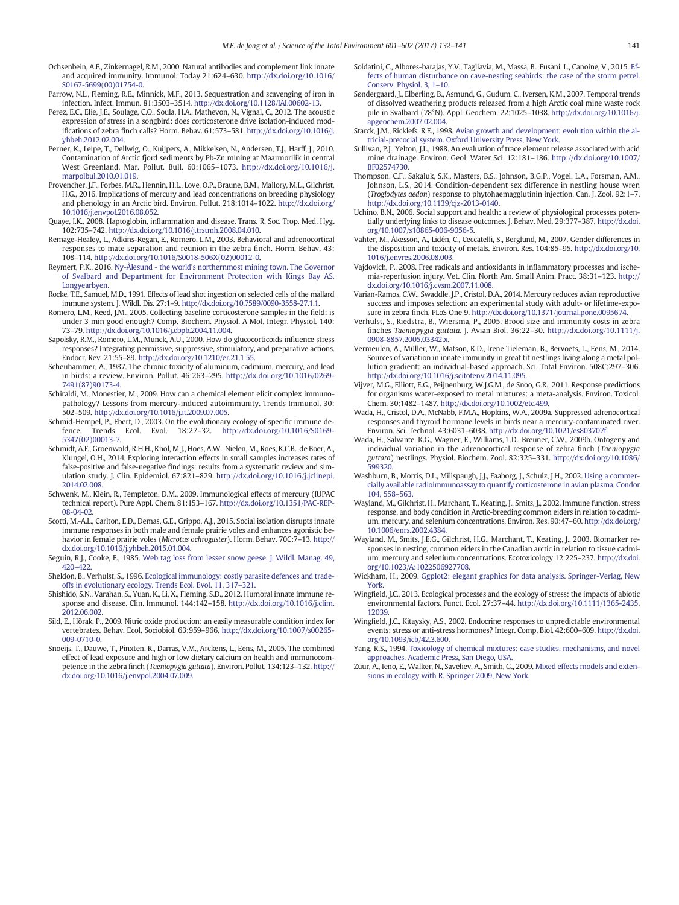Ochsenbein, A.F., Zinkernagel, R.M., 2000. Natural antibodies and complement link innate and acquired immunity. Immunol. Today 21:624–630. http://dx.doi.org/10.1016/S0167-5699(00)01754-0.

Parrow, N.L., Fleming, R.E., Minnick, M.F., 2013. Sequestration and scavenging of iron in infection. Infect. Immun. 81:3503–3514. http://dx.doi.org/10.1128/IAI.00602-13.

Perez, E.C., Elie, J.E., Soulage, C.O., Soula, H.A., Mathevon, N., Vignal, C., 2012. The acoustic expression of stress in a songbird: does corticosterone drive isolation-induced modifications of zebra finch calls? Horm. Behav. 61:573–581. http://dx.doi.org/10.1016/j.yhbeh.2012.02.004.

Perner, K., Leipe, T., Dellwig, O., Kuijpers, A., Mikkelsen, N., Andersen, T.J., Harff, J., 2010. Contamination of Arctic fjord sediments by Pb-Zn mining at Maarmorilik in central West Greenland. Mar. Pollut. Bull. 60:1065–1073. http://dx.doi.org/10.1016/j.marpolbul.2010.01.019.

Provencher, J.F., Forbes, M.R., Hennin, H.L., Love, O.P., Braune, B.M., Mallory, M.L., Gilchrist, H.G., 2016. Implications of mercury and lead concentrations on breeding physiology and phenology in an Arctic bird. Environ. Pollut. 218:1014–1022. http://dx.doi.org/10.1016/j.envpol.2016.08.052.

Quaye, I.K., 2008. Haptoglobin, inflammation and disease. Trans. R. Soc. Trop. Med. Hyg. 102:735–742. http://dx.doi.org/10.1016/j.trstmh.2008.04.010.

Remage-Healey, L., Adkins-Regan, E., Romero, L.M., 2003. Behavioral and adrenocortical responses to mate separation and reunion in the zebra finch. Horm. Behav. 43: 108–114. http://dx.doi.org/10.1016/S0018-506X(02)00012-0.

Reymert, P.K., 2016. Ny-Ålesund - the world's northernmost mining town. The Governor of Svalbard and Department for Environment Protection with Kings Bay AS. Longyearbyen.

Rocke, T.E., Samuel, M.D., 1991. Effects of lead shot ingestion on selected cells of the mallard immune system. J. Wildl. Dis. 27:1–9. http://dx.doi.org/10.7589/0090-3558-27.1.1.

Romero, L.M., Reed, J.M., 2005. Collecting baseline corticosterone samples in the field: is under 3 min good enough? Comp. Biochem. Physiol. A Mol. Integr. Physiol. 140: 73–79. http://dx.doi.org/10.1016/j.cbpb.2004.11.004.

Sapolsky, R.M., Romero, L.M., Munck, A.U., 2000. How do glucocorticoids influence stress responses? Integrating permissive, suppressive, stimulatory, and preparative actions. Endocr. Rev. 21:55–89. http://dx.doi.org/10.1210/er.21.1.55.

Scheuhammer, A., 1987. The chronic toxicity of aluminum, cadmium, mercury, and lead in birds: a review. Environ. Pollut. 46:263–295. http://dx.doi.org/10.1016/0269-7491(87)90173-4.

Schiraldi, M., Monestier, M., 2009. How can a chemical element elicit complex immunopathology? Lessons from mercury-induced autoimmunity. Trends Immunol. 30: 502–509. http://dx.doi.org/10.1016/j.it.2009.07.005.

Schmid-Hempel, P., Ebert, D., 2003. On the evolutionary ecology of specific immune defence. Trends Ecol. Evol. 18:27–32. http://dx.doi.org/10.1016/S0169-5347(02)00013-7.

Schmidt, A.F., Groenwold, R.H.H., Knol, M.J., Hoes, A.W., Nielen, M., Roes, K.C.B., de Boer, A., Klungel, O.H., 2014. Exploring interaction effects in small samples increases rates of false-positive and false-negative findings: results from a systematic review and simulation study. J. Clin. Epidemiol. 67:821–829. http://dx.doi.org/10.1016/j.jclinepi.2014.02.008.

Schwenk, M., Klein, R., Templeton, D.M., 2009. Immunological effects of mercury (IUPAC technical report). Pure Appl. Chem. 81:153–167. http://dx.doi.org/10.1351/PAC-REP-08-04-02.

Scotti, M.-A.L., Carlton, E.D., Demas, G.E., Grippo, A.J., 2015. Social isolation disrupts innate immune responses in both male and female prairie voles and enhances agonistic behavior in female prairie voles (*Microtus ochrogaster*). Horm. Behav. 70C:7–13. http://dx.doi.org/10.1016/j.yhbeh.2015.01.004.

Seguin, R.J., Cooke, F., 1985. Web tag loss from lesser snow geese. J. Wildl. Manag. 49, 420–422.

Sheldon, B., Verhulst, S., 1996. Ecological immunology: costly parasite defences and trade-offs in evolutionary ecology. Trends Ecol. Evol. 11, 317–321.

Shishido, S.N., Varahan, S., Yuan, K., Li, X., Fleming, S.D., 2012. Humoral innate immune response and disease. Clin. Immunol. 144:142–158. http://dx.doi.org/10.1016/j.clim.2012.06.002.

Sild, E., Hõrak, P., 2009. Nitric oxide production: an easily measurable condition index for vertebrates. Behav. Ecol. Sociobiol. 63:959–966. http://dx.doi.org/10.1007/s00265-009-0710-0.

Snoeijs, T., Dauwe, T., Pinxten, R., Darras, V.M., Arckens, L., Eens, M., 2005. The combined effect of lead exposure and high or low dietary calcium on health and immunocompetence in the zebra finch (*Taeniopygia guttata*). Environ. Pollut. 134:123–132. http://dx.doi.org/10.1016/j.envpol.2004.07.009.

Soldatini, C., Albores-barajas, Y.V., Tagliavia, M., Massa, B., Fusani, L., Canoine, V., 2015. Effects of human disturbance on cave-nesting seabirds: the case of the storm petrel. Conserv. Physiol. 3, 1–10.

Søndergaard, J., Elberling, B., Asmund, G., Gudum, C., Iversen, K.M., 2007. Temporal trends of dissolved weathering products released from a high Arctic coal mine waste rock pile in Svalbard (78°N). Appl. Geochem. 22:1025–1038. http://dx.doi.org/10.1016/j.apgeochem.2007.02.004.

Starck, J.M., Ricklefs, R.E., 1998. Avian growth and development: evolution within the altricial-precocial system. Oxford University Press, New York.

Sullivan, P.J., Yelton, J.L., 1988. An evaluation of trace element release associated with acid mine drainage. Environ. Geol. Water Sci. 12:181–186. http://dx.doi.org/10.1007/BF02574730.

Thompson, C.F., Sakaluk, S.K., Masters, B.S., Johnson, B.G.P., Vogel, L.A., Forsman, A.M., Johnson, L.S., 2014. Condition-dependent sex difference in nestling house wren (*Troglodytes aedon*) response to phytohaemagglutinin injection. Can. J. Zool. 92:1–7. http://dx.doi.org/10.1139/cjz-2013-0140.

Uchino, B.N., 2006. Social support and health: a review of physiological processes potentially underlying links to disease outcomes. J. Behav. Med. 29:377–387. http://dx.doi.org/10.1007/s10865-006-9056-5.

Vahter, M., Åkesson, A., Lidén, C., Ceccatelli, S., Berglund, M., 2007. Gender differences in the disposition and toxicity of metals. Environ. Res. 104:85–95. http://dx.doi.org/10.1016/j.envres.2006.08.003.

Vajdovich, P., 2008. Free radicals and antioxidants in inflammatory processes and ischemia-reperfusion injury. Vet. Clin. North Am. Small Anim. Pract. 38:31–123. http://dx.doi.org/10.1016/j.cvsm.2007.11.008.

Varian-Ramos, C.W., Swaddle, J.P., Cristol, D.A., 2014. Mercury reduces avian reproductive success and imposes selection: an experimental study with adult- or lifetime-exposure in zebra finch. PLoS One 9. http://dx.doi.org/10.1371/journal.pone.0095674.

Verhulst, S., Riedstra, B., Wiersma, P., 2005. Brood size and immunity costs in zebra finches *Taeniopygia guttata*. J. Avian Biol. 36:22–30. http://dx.doi.org/10.1111/j.0908-8857.2005.03342.x.

Vermeulen, A., Müller, W., Matson, K.D., Irene Tieleman, B., Bervoets, L., Eens, M., 2014. Sources of variation in innate immunity in great tit nestlings living along a metal pollution gradient: an individual-based approach. Sci. Total Environ. 508C:297–306. http://dx.doi.org/10.1016/j.scitotenv.2014.11.095.

Vijver, M.G., Elliott, E.G., Peijnenburg, W.J.G.M., de Snoo, G.R., 2011. Response predictions for organisms water-exposed to metal mixtures: a meta-analysis. Environ. Toxicol. Chem. 30:1482–1487. http://dx.doi.org/10.1002/etc.499.

Wada, H., Cristol, D.A., McNabb, F.M.A., Hopkins, W.A., 2009a. Suppressed adrenocortical responses and thyroid hormone levels in birds near a mercury-contaminated river. Environ. Sci. Technol. 43:6031–6038. http://dx.doi.org/10.1021/es803707f.

Wada, H., Salvante, K.G., Wagner, E., Williams, T.D., Breuner, C.W., 2009b. Ontogeny and individual variation in the adrenocortical response of zebra finch (*Taeniopygia guttata*) nestlings. Physiol. Biochem. Zool. 82:325–331. http://dx.doi.org/10.1086/599320.

Washburn, B., Morris, D.L., Millspaugh, J.J., Faaborg, J., Schulz, J.H., 2002. Using a commercially available radioimmunoassay to quantify corticosterone in avian plasma. Condor 104, 558–563.

Wayland, M., Gilchrist, H., Marchant, T., Keating, J., Smits, J., 2002. Immune function, stress response, and body condition in Arctic-breeding common eiders in relation to cadmium, mercury, and selenium concentrations. Environ. Res. 90:47–60. http://dx.doi.org/10.1006/enrs.2002.4384.

Wayland, M., Smits, J.E.G., Gilchrist, H.G., Marchant, T., Keating, J., 2003. Biomarker responses in nesting, common eiders in the Canadian arctic in relation to tissue cadmium, mercury and selenium concentrations. Ecotoxicology 12:225–237. http://dx.doi.org/10.1023/A:1022506927708.

Wickham, H., 2009. Ggplot2: elegant graphics for data analysis. Springer-Verlag, New York.

Wingfield, J.C., 2013. Ecological processes and the ecology of stress: the impacts of abiotic environmental factors. Funct. Ecol. 27:37–44. http://dx.doi.org/10.1111/1365-2435.12039.

Wingfield, J.C., Kitaysky, A.S., 2002. Endocrine responses to unpredictable environmental events: stress or anti-stress hormones? Integr. Comp. Biol. 42:600–609. http://dx.doi.org/10.1093/icb/42.3.600.

Yang, R.S., 1994. Toxicology of chemical mixtures: case studies, mechanisms, and novel approaches. Academic Press, San Diego, USA.

Zuur, A., Ieno, E., Walker, N., Saveliev, A., Smith, G., 2009. Mixed effects models and extensions in ecology with R. Springer 2009, New York.